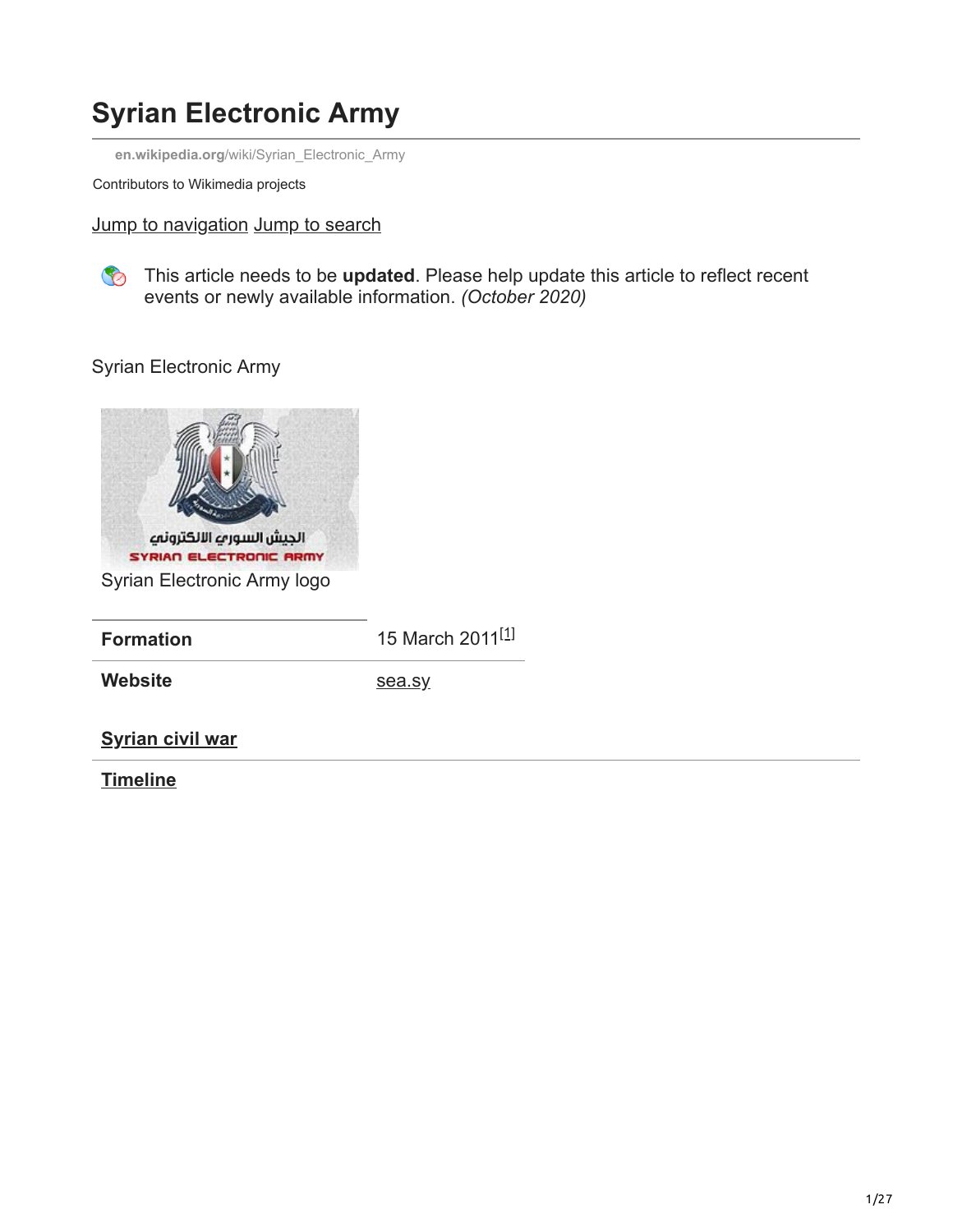# Syrian Electronic Army

en.wikipedia.org/wiki/Syrian_Electronic_Army

Contributors to Wikimedia projects

Jump to navigation Jump to search

This article needs to be **updated**. Please help update this article to reflect recent events or newly available information. *(October 2020)*

Syrian Electronic Army

Syrian Electronic Army logo

| | |
|---|---|
| **Formation** | 15 March 2011[1] |
| **Website** | sea.sy |

**Syrian civil war**

**Timeline**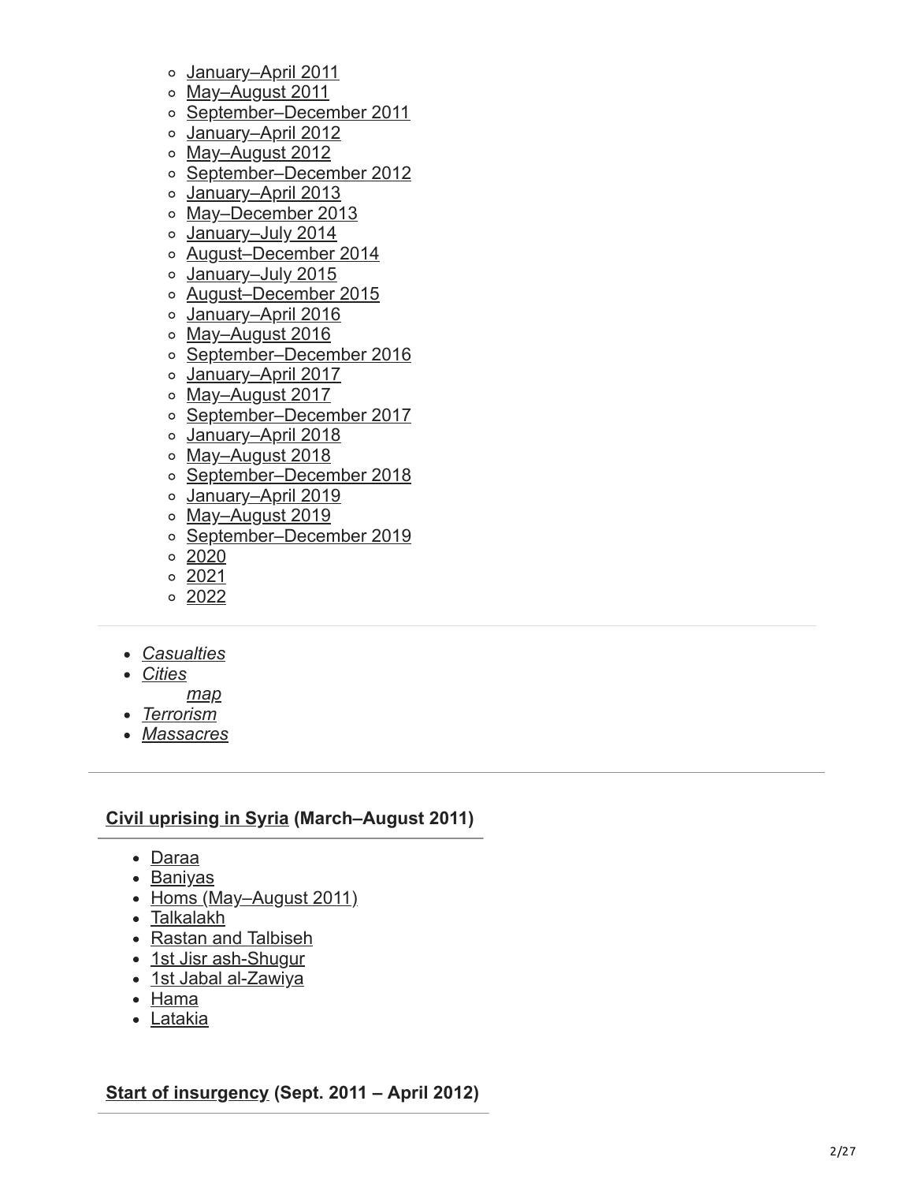- January–April 2011
- May–August 2011
- September–December 2011
- January–April 2012
- May–August 2012
- September–December 2012
- January–April 2013
- May–December 2013
- January–July 2014
- August–December 2014
- January–July 2015
- August–December 2015
- January–April 2016
- May–August 2016
- September–December 2016
- January–April 2017
- May–August 2017
- September–December 2017
- January–April 2018
- May–August 2018
- September–December 2018
- January–April 2019
- May–August 2019
- September–December 2019
- 2020
- 2021
- 2022

---

- *Casualties*
- *Cities*
  *map*
- *Terrorism*
- *Massacres*

---

**Civil uprising in Syria (March–August 2011)**

- Daraa
- Baniyas
- Homs (May–August 2011)
- Talkalakh
- Rastan and Talbiseh
- 1st Jisr ash-Shugur
- 1st Jabal al-Zawiya
- Hama
- Latakia

**Start of insurgency (Sept. 2011 – April 2012)**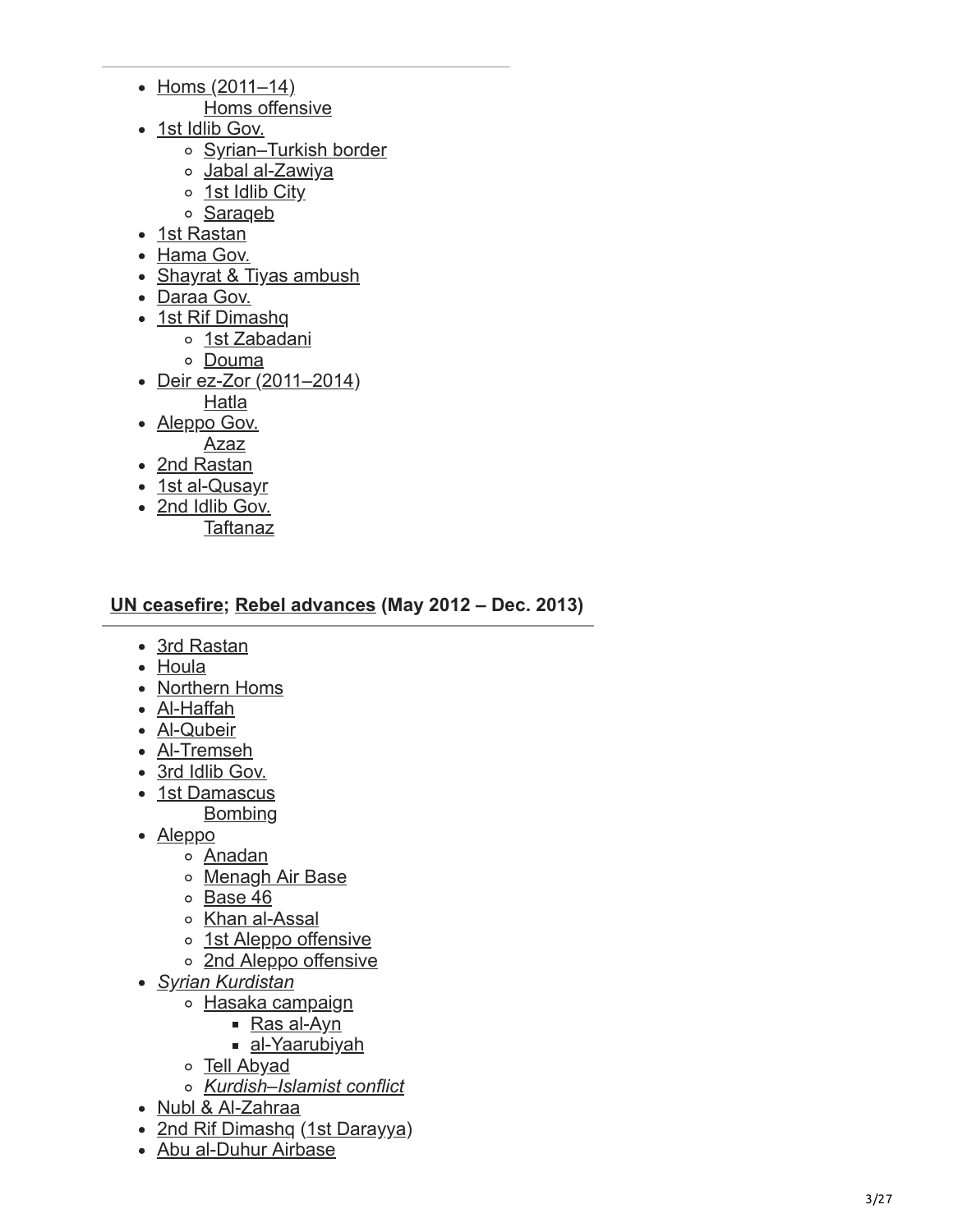- Homs (2011–14)
  - Homs offensive
- 1st Idlib Gov.
  - Syrian–Turkish border
  - Jabal al-Zawiya
  - 1st Idlib City
  - Saraqeb
- 1st Rastan
- Hama Gov.
- Shayrat & Tiyas ambush
- Daraa Gov.
- 1st Rif Dimashq
  - 1st Zabadani
  - Douma
- Deir ez-Zor (2011–2014)
  - Hatla
- Aleppo Gov.
  - Azaz
- 2nd Rastan
- 1st al-Qusayr
- 2nd Idlib Gov.
  - Taftanaz

**UN ceasefire; Rebel advances (May 2012 – Dec. 2013)**

- 3rd Rastan
- Houla
- Northern Homs
- Al-Haffah
- Al-Qubeir
- Al-Tremseh
- 3rd Idlib Gov.
- 1st Damascus
  - Bombing
- Aleppo
  - Anadan
  - Menagh Air Base
  - Base 46
  - Khan al-Assal
  - 1st Aleppo offensive
  - 2nd Aleppo offensive
- *Syrian Kurdistan*
  - Hasaka campaign
    - Ras al-Ayn
    - al-Yaarubiyah
  - Tell Abyad
  - *Kurdish–Islamist conflict*
- Nubl & Al-Zahraa
- 2nd Rif Dimashq (1st Darayya)
- Abu al-Duhur Airbase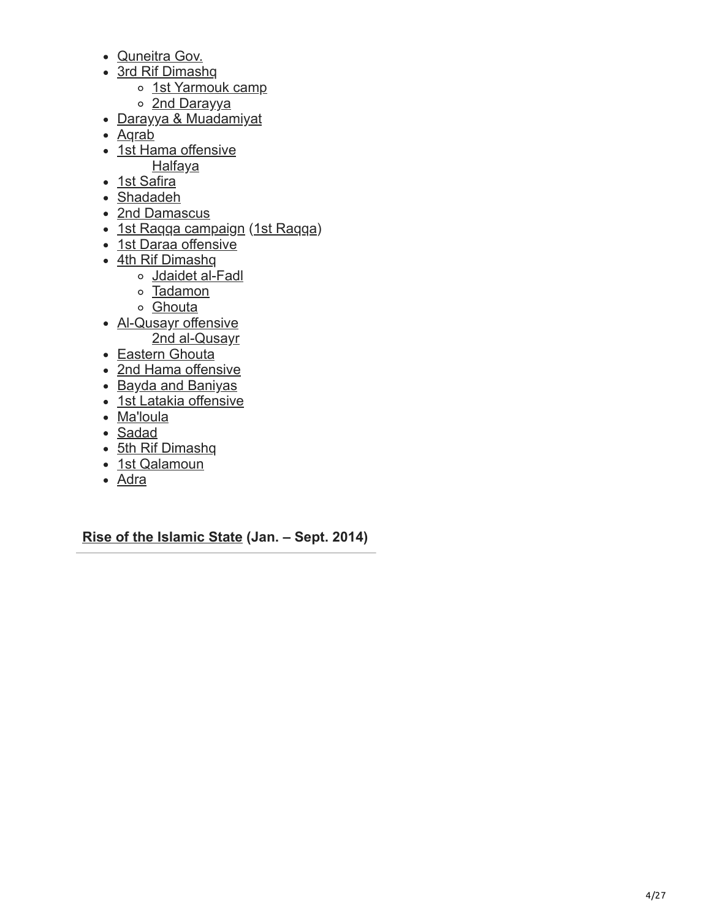- Quneitra Gov.
- 3rd Rif Dimashq
  - 1st Yarmouk camp
  - 2nd Darayya
- Darayya & Muadamiyat
- Aqrab
- 1st Hama offensive
  - Halfaya
- 1st Safira
- Shadadeh
- 2nd Damascus
- 1st Raqqa campaign (1st Raqqa)
- 1st Daraa offensive
- 4th Rif Dimashq
  - Jdaidet al-Fadl
  - Tadamon
  - Ghouta
- Al-Qusayr offensive
  - 2nd al-Qusayr
- Eastern Ghouta
- 2nd Hama offensive
- Bayda and Baniyas
- 1st Latakia offensive
- Ma'loula
- Sadad
- 5th Rif Dimashq
- 1st Qalamoun
- Adra

**Rise of the Islamic State (Jan. – Sept. 2014)**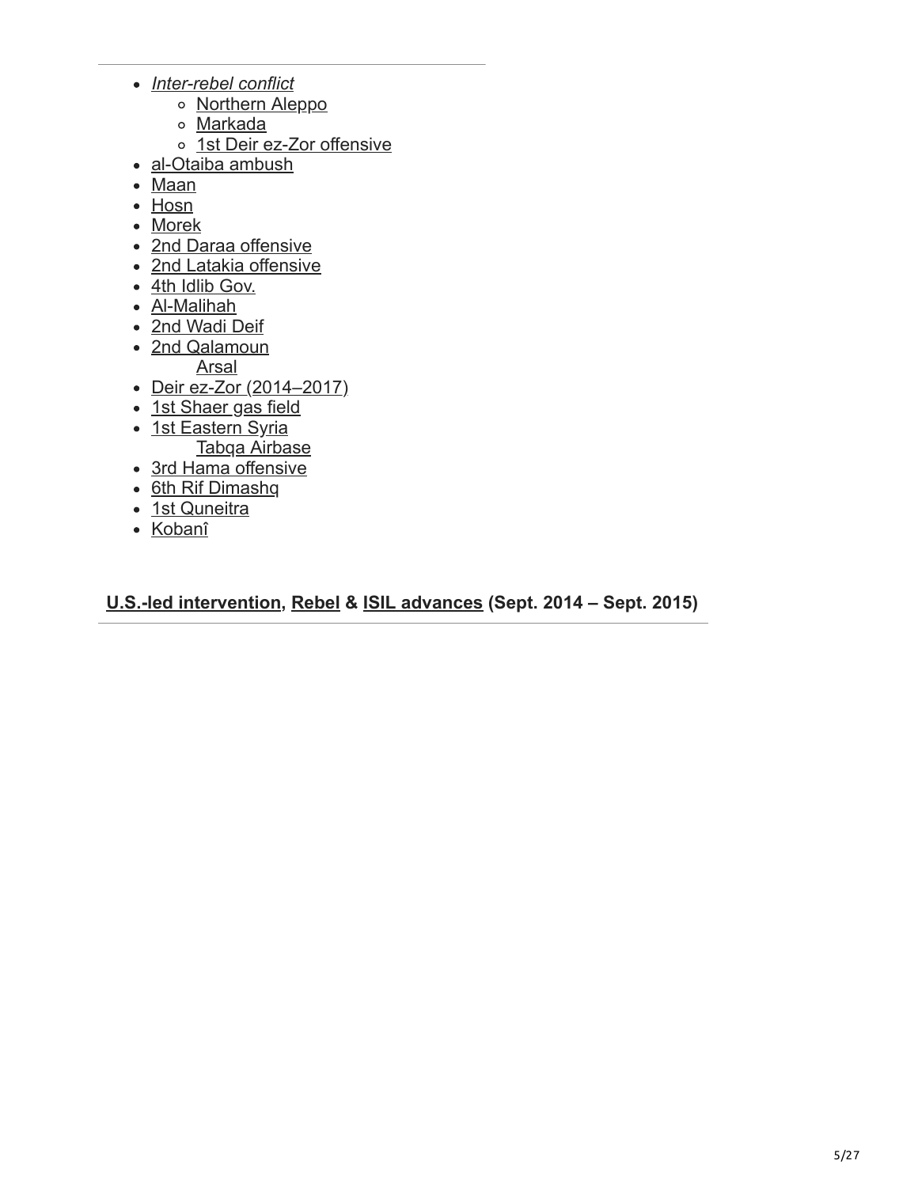- *Inter-rebel conflict*
  - Northern Aleppo
  - Markada
  - 1st Deir ez-Zor offensive
- al-Otaiba ambush
- Maan
- Hosn
- Morek
- 2nd Daraa offensive
- 2nd Latakia offensive
- 4th Idlib Gov.
- Al-Malihah
- 2nd Wadi Deif
- 2nd Qalamoun
  - Arsal
- Deir ez-Zor (2014–2017)
- 1st Shaer gas field
- 1st Eastern Syria
  - Tabqa Airbase
- 3rd Hama offensive
- 6th Rif Dimashq
- 1st Quneitra
- Kobanî

**U.S.-led intervention, Rebel & ISIL advances (Sept. 2014 – Sept. 2015)**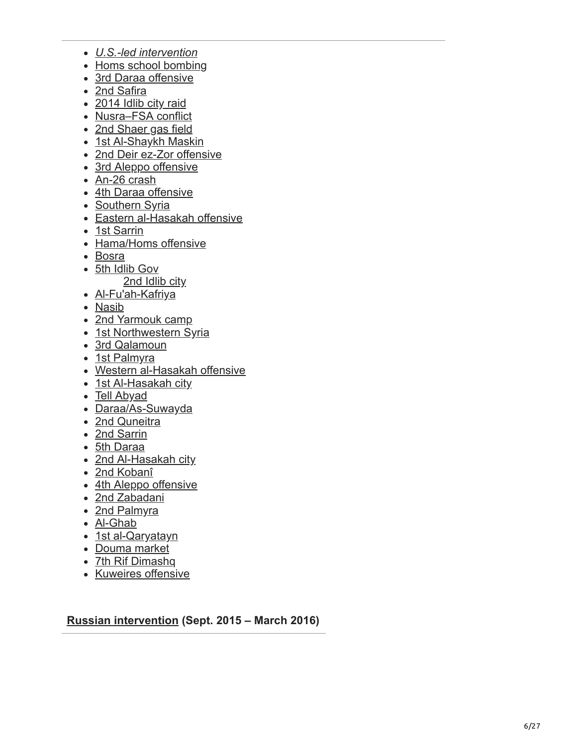- *U.S.-led intervention*
- Homs school bombing
- 3rd Daraa offensive
- 2nd Safira
- 2014 Idlib city raid
- Nusra–FSA conflict
- 2nd Shaer gas field
- 1st Al-Shaykh Maskin
- 2nd Deir ez-Zor offensive
- 3rd Aleppo offensive
- An-26 crash
- 4th Daraa offensive
- Southern Syria
- Eastern al-Hasakah offensive
- 1st Sarrin
- Hama/Homs offensive
- Bosra
- 5th Idlib Gov
  - 2nd Idlib city
- Al-Fu'ah-Kafriya
- Nasib
- 2nd Yarmouk camp
- 1st Northwestern Syria
- 3rd Qalamoun
- 1st Palmyra
- Western al-Hasakah offensive
- 1st Al-Hasakah city
- Tell Abyad
- Daraa/As-Suwayda
- 2nd Quneitra
- 2nd Sarrin
- 5th Daraa
- 2nd Al-Hasakah city
- 2nd Kobanî
- 4th Aleppo offensive
- 2nd Zabadani
- 2nd Palmyra
- Al-Ghab
- 1st al-Qaryatayn
- Douma market
- 7th Rif Dimashq
- Kuweires offensive

**Russian intervention (Sept. 2015 – March 2016)**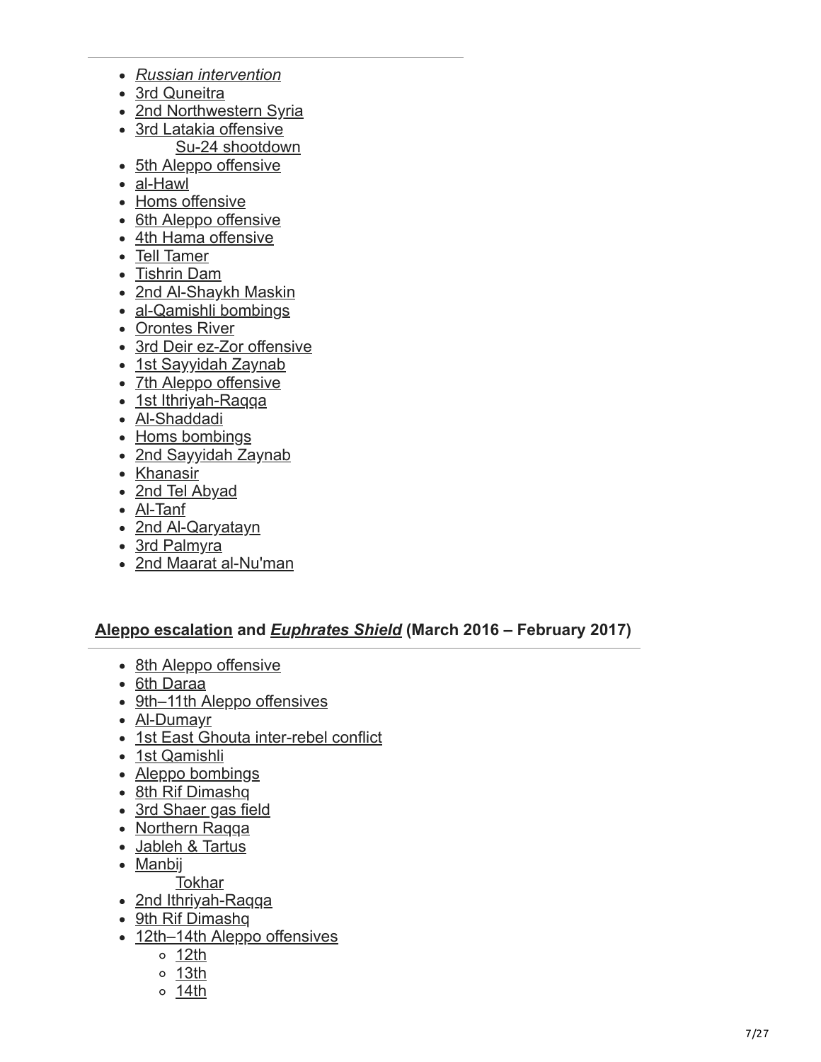- *Russian intervention*
- 3rd Quneitra
- 2nd Northwestern Syria
- 3rd Latakia offensive
  - Su-24 shootdown
- 5th Aleppo offensive
- al-Hawl
- Homs offensive
- 6th Aleppo offensive
- 4th Hama offensive
- Tell Tamer
- Tishrin Dam
- 2nd Al-Shaykh Maskin
- al-Qamishli bombings
- Orontes River
- 3rd Deir ez-Zor offensive
- 1st Sayyidah Zaynab
- 7th Aleppo offensive
- 1st Ithriyah-Raqqa
- Al-Shaddadi
- Homs bombings
- 2nd Sayyidah Zaynab
- Khanasir
- 2nd Tel Abyad
- Al-Tanf
- 2nd Al-Qaryatayn
- 3rd Palmyra
- 2nd Maarat al-Nu'man

## Aleppo escalation and *Euphrates Shield* (March 2016 – February 2017)

- 8th Aleppo offensive
- 6th Daraa
- 9th–11th Aleppo offensives
- Al-Dumayr
- 1st East Ghouta inter-rebel conflict
- 1st Qamishli
- Aleppo bombings
- 8th Rif Dimashq
- 3rd Shaer gas field
- Northern Raqqa
- Jableh & Tartus
- Manbij
  - Tokhar
- 2nd Ithriyah-Raqqa
- 9th Rif Dimashq
- 12th–14th Aleppo offensives
  - 12th
  - 13th
  - 14th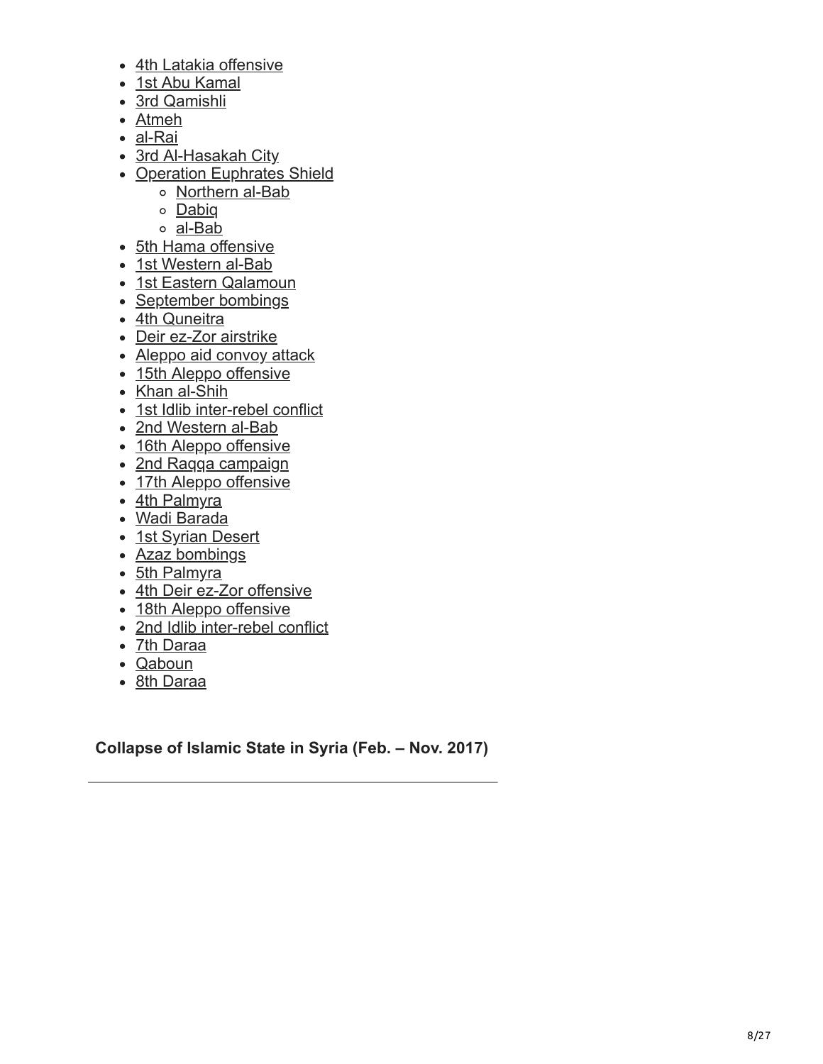- 4th Latakia offensive
- 1st Abu Kamal
- 3rd Qamishli
- Atmeh
- al-Rai
- 3rd Al-Hasakah City
- Operation Euphrates Shield
  - Northern al-Bab
  - Dabiq
  - al-Bab
- 5th Hama offensive
- 1st Western al-Bab
- 1st Eastern Qalamoun
- September bombings
- 4th Quneitra
- Deir ez-Zor airstrike
- Aleppo aid convoy attack
- 15th Aleppo offensive
- Khan al-Shih
- 1st Idlib inter-rebel conflict
- 2nd Western al-Bab
- 16th Aleppo offensive
- 2nd Raqqa campaign
- 17th Aleppo offensive
- 4th Palmyra
- Wadi Barada
- 1st Syrian Desert
- Azaz bombings
- 5th Palmyra
- 4th Deir ez-Zor offensive
- 18th Aleppo offensive
- 2nd Idlib inter-rebel conflict
- 7th Daraa
- Qaboun
- 8th Daraa

**Collapse of Islamic State in Syria (Feb. – Nov. 2017)**

---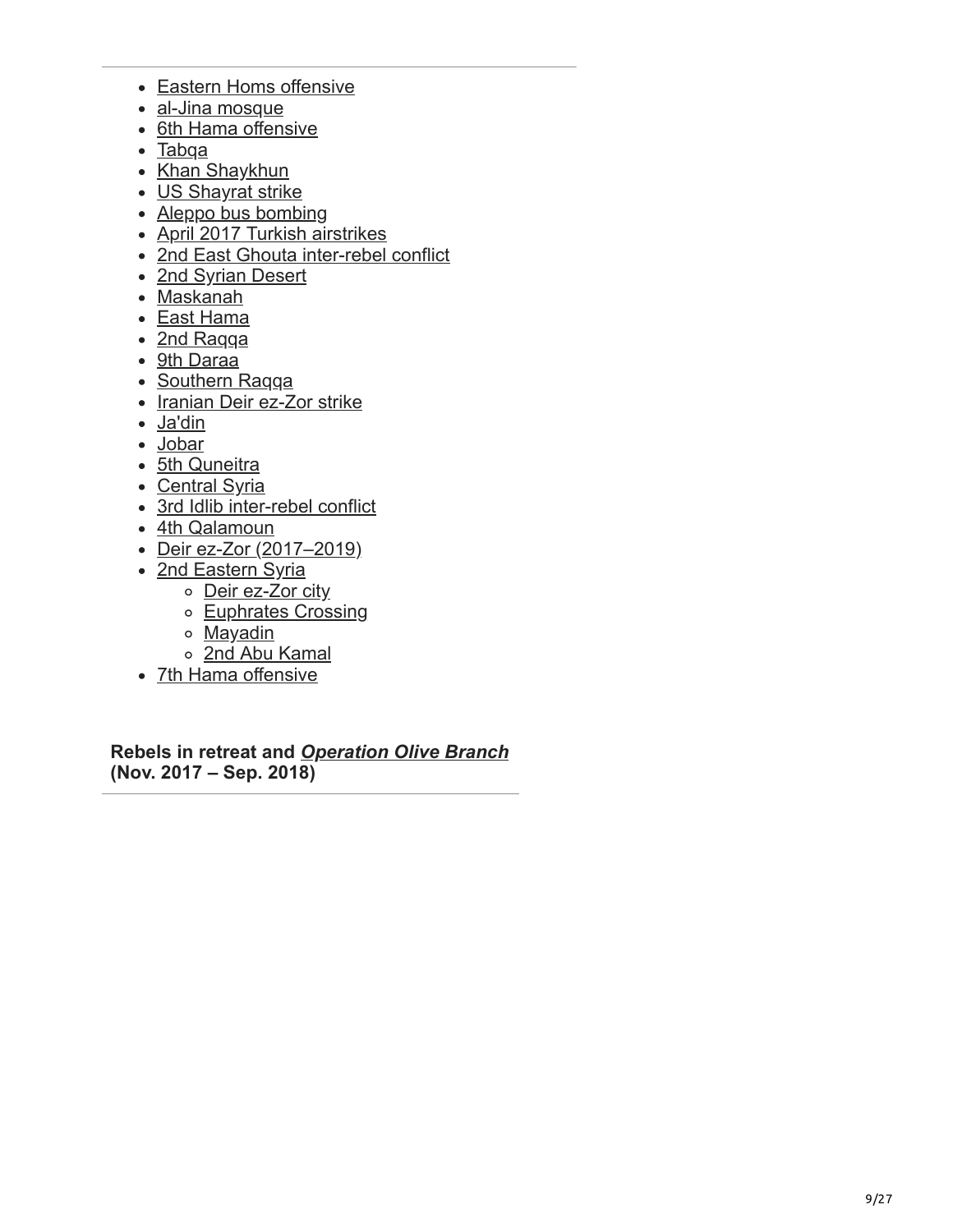- Eastern Homs offensive
- al-Jina mosque
- 6th Hama offensive
- Tabqa
- Khan Shaykhun
- US Shayrat strike
- Aleppo bus bombing
- April 2017 Turkish airstrikes
- 2nd East Ghouta inter-rebel conflict
- 2nd Syrian Desert
- Maskanah
- East Hama
- 2nd Raqqa
- 9th Daraa
- Southern Raqqa
- Iranian Deir ez-Zor strike
- Ja'din
- Jobar
- 5th Quneitra
- Central Syria
- 3rd Idlib inter-rebel conflict
- 4th Qalamoun
- Deir ez-Zor (2017–2019)
- 2nd Eastern Syria
  - Deir ez-Zor city
  - Euphrates Crossing
  - Mayadin
  - 2nd Abu Kamal
- 7th Hama offensive

**Rebels in retreat and *Operation Olive Branch* (Nov. 2017 – Sep. 2018)**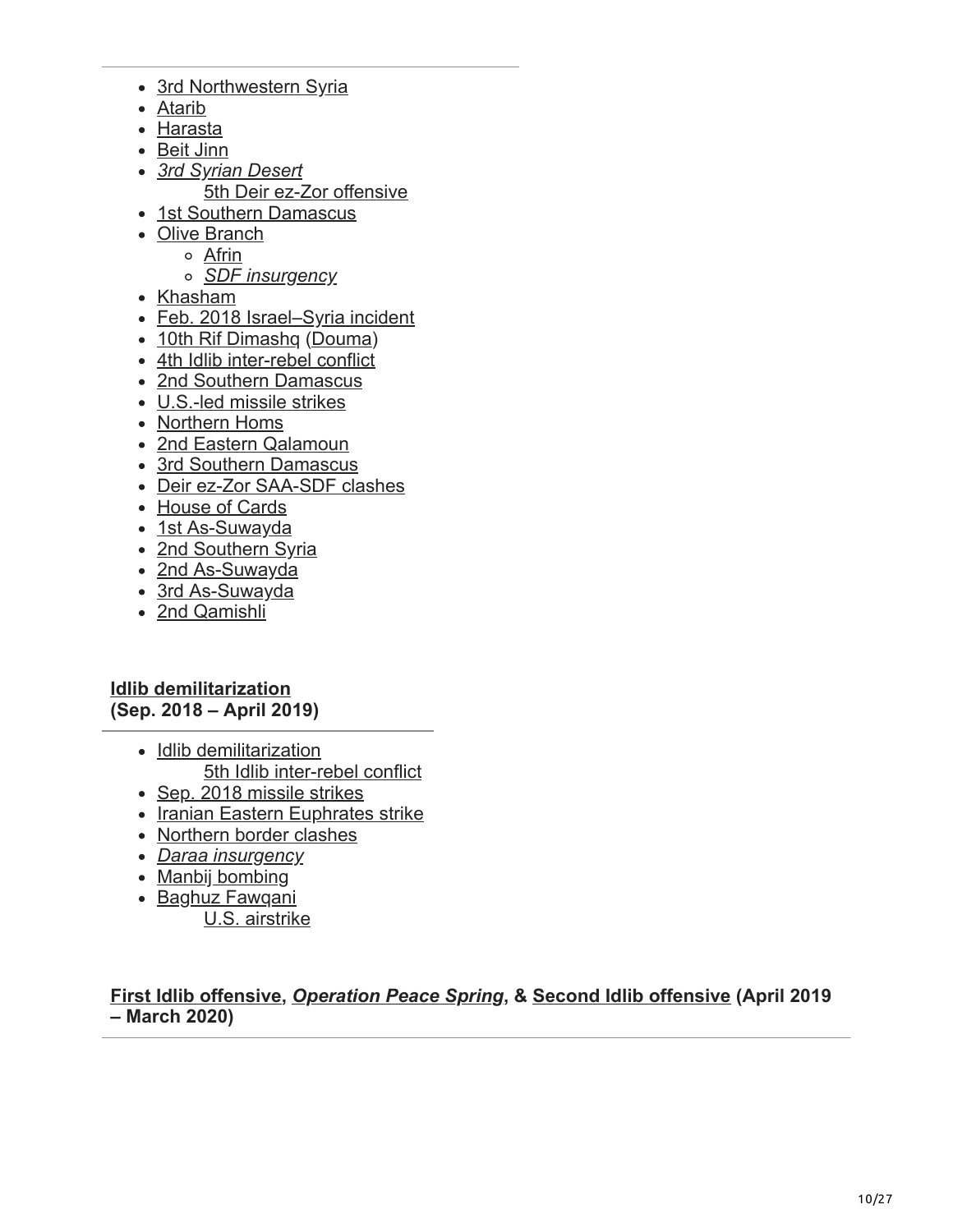- 3rd Northwestern Syria
- Atarib
- Harasta
- Beit Jinn
- *3rd Syrian Desert*
  - 5th Deir ez-Zor offensive
- 1st Southern Damascus
- Olive Branch
  - Afrin
  - *SDF insurgency*
- Khasham
- Feb. 2018 Israel–Syria incident
- 10th Rif Dimashq (Douma)
- 4th Idlib inter-rebel conflict
- 2nd Southern Damascus
- U.S.-led missile strikes
- Northern Homs
- 2nd Eastern Qalamoun
- 3rd Southern Damascus
- Deir ez-Zor SAA-SDF clashes
- House of Cards
- 1st As-Suwayda
- 2nd Southern Syria
- 2nd As-Suwayda
- 3rd As-Suwayda
- 2nd Qamishli

**Idlib demilitarization**
**(Sep. 2018 – April 2019)**

- Idlib demilitarization
  - 5th Idlib inter-rebel conflict
- Sep. 2018 missile strikes
- Iranian Eastern Euphrates strike
- Northern border clashes
- *Daraa insurgency*
- Manbij bombing
- Baghuz Fawqani
  - U.S. airstrike

**First Idlib offensive, *Operation Peace Spring*, & Second Idlib offensive (April 2019 – March 2020)**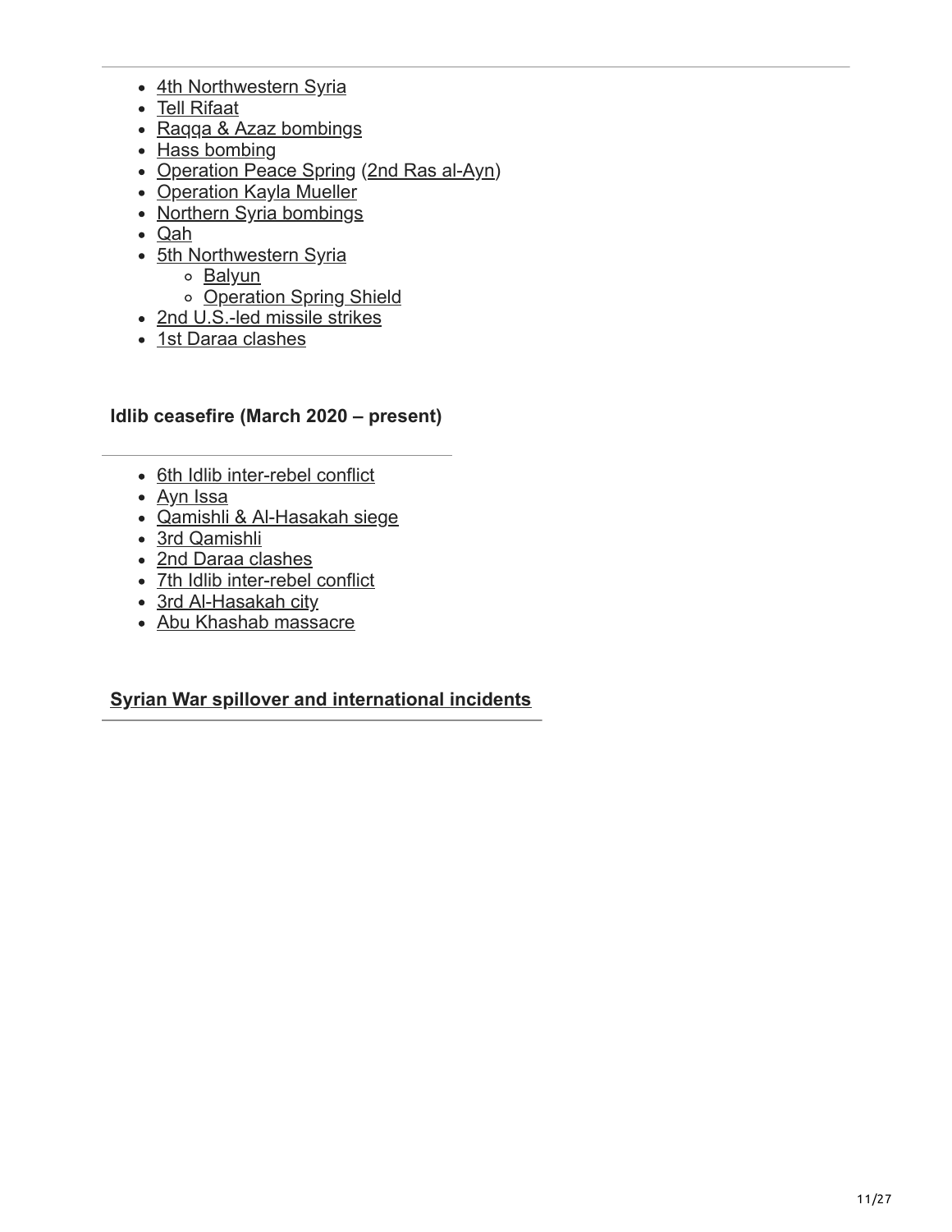- 4th Northwestern Syria
- Tell Rifaat
- Raqqa & Azaz bombings
- Hass bombing
- Operation Peace Spring (2nd Ras al-Ayn)
- Operation Kayla Mueller
- Northern Syria bombings
- Qah
- 5th Northwestern Syria
  - Balyun
  - Operation Spring Shield
- 2nd U.S.-led missile strikes
- 1st Daraa clashes

**Idlib ceasefire (March 2020 – present)**

- 6th Idlib inter-rebel conflict
- Ayn Issa
- Qamishli & Al-Hasakah siege
- 3rd Qamishli
- 2nd Daraa clashes
- 7th Idlib inter-rebel conflict
- 3rd Al-Hasakah city
- Abu Khashab massacre

**Syrian War spillover and international incidents**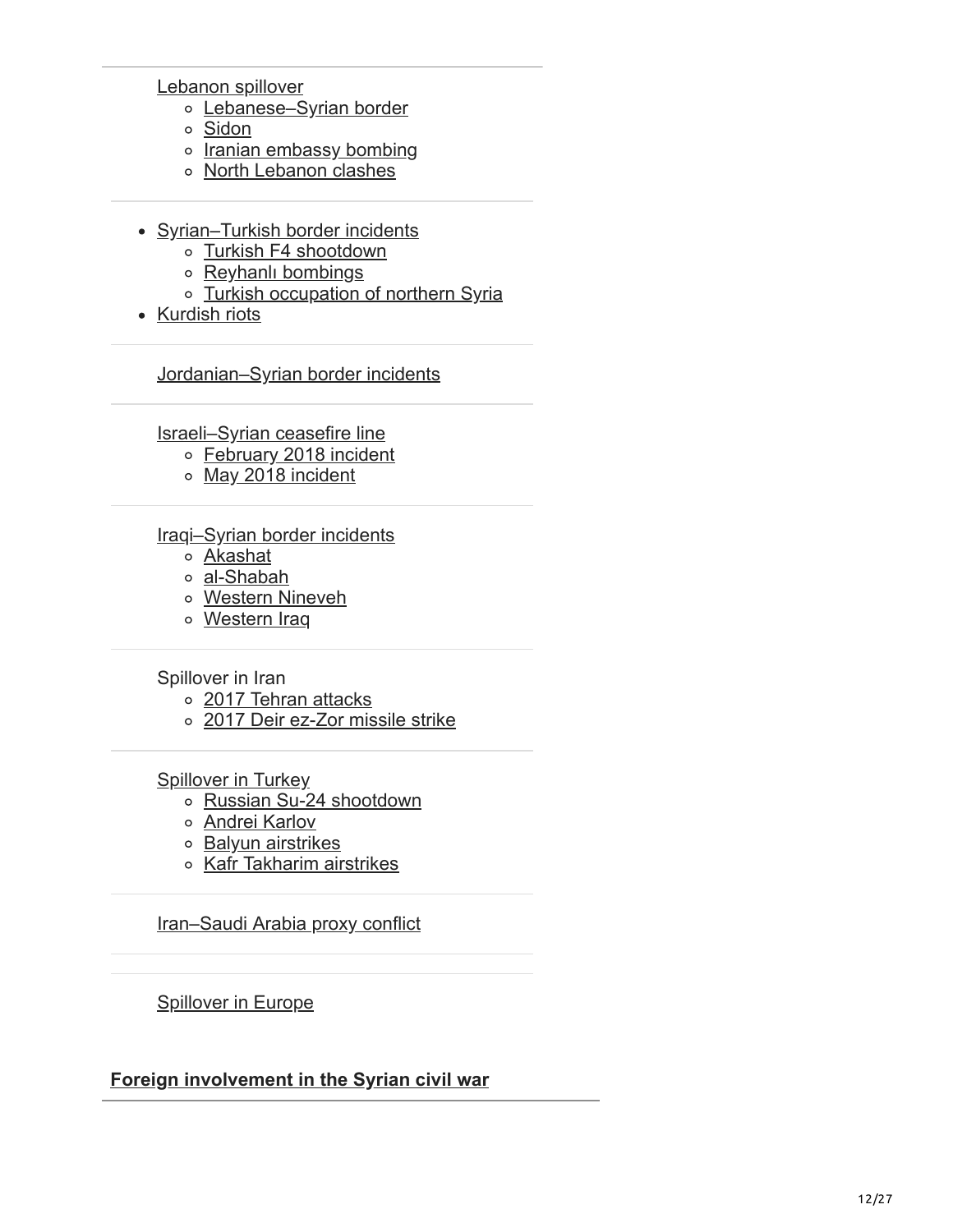Lebanon spillover

- Lebanese–Syrian border
- Sidon
- Iranian embassy bombing
- North Lebanon clashes

---

- Syrian–Turkish border incidents
  - Turkish F4 shootdown
  - Reyhanlı bombings
  - Turkish occupation of northern Syria
- Kurdish riots

---

Jordanian–Syrian border incidents

---

Israeli–Syrian ceasefire line

- February 2018 incident
- May 2018 incident

---

Iraqi–Syrian border incidents

- Akashat
- al-Shabah
- Western Nineveh
- Western Iraq

---

Spillover in Iran

- 2017 Tehran attacks
- 2017 Deir ez-Zor missile strike

---

Spillover in Turkey

- Russian Su-24 shootdown
- Andrei Karlov
- Balyun airstrikes
- Kafr Takharim airstrikes

---

Iran–Saudi Arabia proxy conflict

---

Spillover in Europe

**Foreign involvement in the Syrian civil war**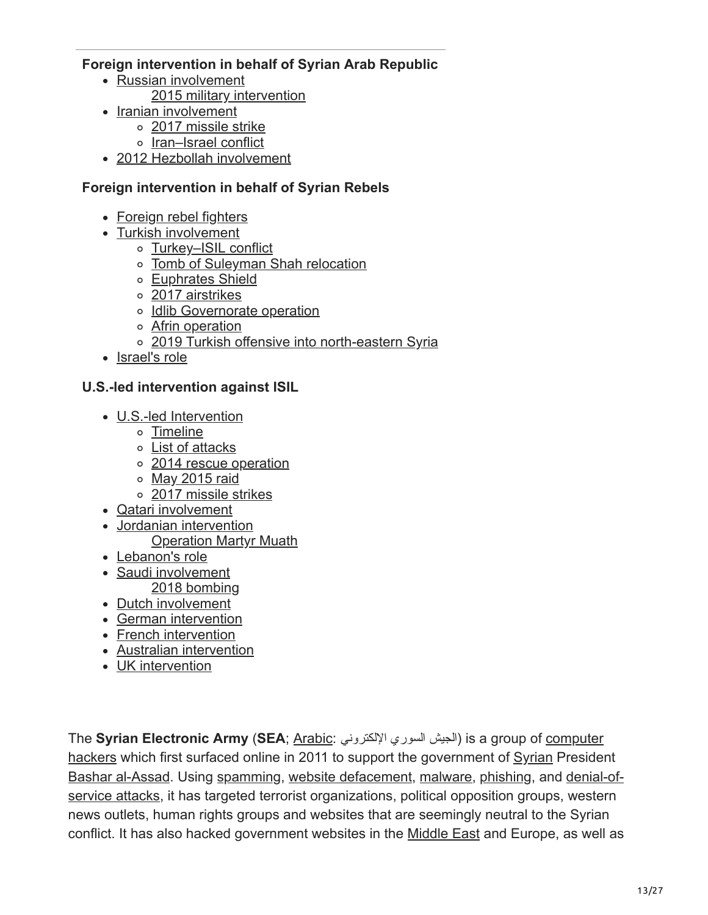**Foreign intervention in behalf of Syrian Arab Republic**

- Russian involvement
  - 2015 military intervention
- Iranian involvement
  - 2017 missile strike
  - Iran–Israel conflict
- 2012 Hezbollah involvement

**Foreign intervention in behalf of Syrian Rebels**

- Foreign rebel fighters
- Turkish involvement
  - Turkey–ISIL conflict
  - Tomb of Suleyman Shah relocation
  - Euphrates Shield
  - 2017 airstrikes
  - Idlib Governorate operation
  - Afrin operation
  - 2019 Turkish offensive into north-eastern Syria
- Israel's role

**U.S.-led intervention against ISIL**

- U.S.-led Intervention
  - Timeline
  - List of attacks
  - 2014 rescue operation
  - May 2015 raid
  - 2017 missile strikes
- Qatari involvement
- Jordanian intervention
  - Operation Martyr Muath
- Lebanon's role
- Saudi involvement
  - 2018 bombing
- Dutch involvement
- German intervention
- French intervention
- Australian intervention
- UK intervention

The **Syrian Electronic Army** (**SEA**; Arabic: الجيش السوري الإلكتروني) is a group of computer hackers which first surfaced online in 2011 to support the government of Syrian President Bashar al-Assad. Using spamming, website defacement, malware, phishing, and denial-of-service attacks, it has targeted terrorist organizations, political opposition groups, western news outlets, human rights groups and websites that are seemingly neutral to the Syrian conflict. It has also hacked government websites in the Middle East and Europe, as well as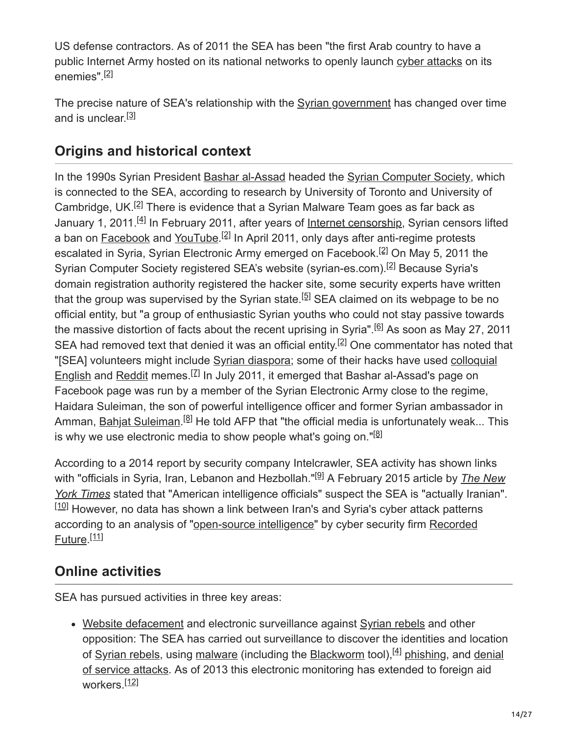US defense contractors. As of 2011 the SEA has been "the first Arab country to have a public Internet Army hosted on its national networks to openly launch cyber attacks on its enemies".[2]

The precise nature of SEA's relationship with the Syrian government has changed over time and is unclear.[3]

## Origins and historical context

In the 1990s Syrian President Bashar al-Assad headed the Syrian Computer Society, which is connected to the SEA, according to research by University of Toronto and University of Cambridge, UK.[2] There is evidence that a Syrian Malware Team goes as far back as January 1, 2011.[4] In February 2011, after years of Internet censorship, Syrian censors lifted a ban on Facebook and YouTube.[2] In April 2011, only days after anti-regime protests escalated in Syria, Syrian Electronic Army emerged on Facebook.[2] On May 5, 2011 the Syrian Computer Society registered SEA's website (syrian-es.com).[2] Because Syria's domain registration authority registered the hacker site, some security experts have written that the group was supervised by the Syrian state.[5] SEA claimed on its webpage to be no official entity, but "a group of enthusiastic Syrian youths who could not stay passive towards the massive distortion of facts about the recent uprising in Syria".[6] As soon as May 27, 2011 SEA had removed text that denied it was an official entity.[2] One commentator has noted that "[SEA] volunteers might include Syrian diaspora; some of their hacks have used colloquial English and Reddit memes.[7] In July 2011, it emerged that Bashar al-Assad's page on Facebook page was run by a member of the Syrian Electronic Army close to the regime, Haidara Suleiman, the son of powerful intelligence officer and former Syrian ambassador in Amman, Bahjat Suleiman.[8] He told AFP that "the official media is unfortunately weak... This is why we use electronic media to show people what's going on."[8]

According to a 2014 report by security company Intelcrawler, SEA activity has shown links with "officials in Syria, Iran, Lebanon and Hezbollah."[9] A February 2015 article by *The New York Times* stated that "American intelligence officials" suspect the SEA is "actually Iranian".[10] However, no data has shown a link between Iran's and Syria's cyber attack patterns according to an analysis of "open-source intelligence" by cyber security firm Recorded Future.[11]

## Online activities

SEA has pursued activities in three key areas:

- Website defacement and electronic surveillance against Syrian rebels and other opposition: The SEA has carried out surveillance to discover the identities and location of Syrian rebels, using malware (including the Blackworm tool),[4] phishing, and denial of service attacks. As of 2013 this electronic monitoring has extended to foreign aid workers.[12]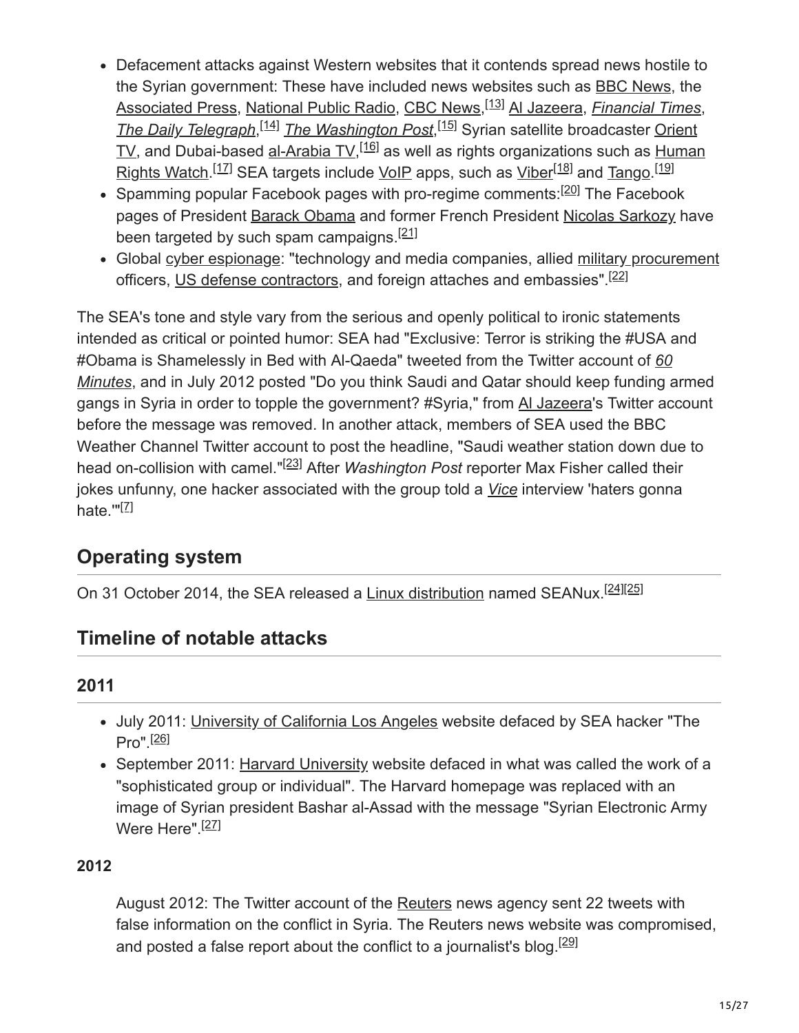- Defacement attacks against Western websites that it contends spread news hostile to the Syrian government: These have included news websites such as BBC News, the Associated Press, National Public Radio, CBC News,[13] Al Jazeera, *Financial Times*, *The Daily Telegraph*,[14] *The Washington Post*,[15] Syrian satellite broadcaster Orient TV, and Dubai-based al-Arabia TV,[16] as well as rights organizations such as Human Rights Watch.[17] SEA targets include VoIP apps, such as Viber[18] and Tango.[19]
- Spamming popular Facebook pages with pro-regime comments:[20] The Facebook pages of President Barack Obama and former French President Nicolas Sarkozy have been targeted by such spam campaigns.[21]
- Global cyber espionage: "technology and media companies, allied military procurement officers, US defense contractors, and foreign attaches and embassies".[22]

The SEA's tone and style vary from the serious and openly political to ironic statements intended as critical or pointed humor: SEA had "Exclusive: Terror is striking the #USA and #Obama is Shamelessly in Bed with Al-Qaeda" tweeted from the Twitter account of *60 Minutes*, and in July 2012 posted "Do you think Saudi and Qatar should keep funding armed gangs in Syria in order to topple the government? #Syria," from Al Jazeera's Twitter account before the message was removed. In another attack, members of SEA used the BBC Weather Channel Twitter account to post the headline, "Saudi weather station down due to head on-collision with camel."[23] After *Washington Post* reporter Max Fisher called their jokes unfunny, one hacker associated with the group told a *Vice* interview 'haters gonna hate.'"[7]

## Operating system

On 31 October 2014, the SEA released a Linux distribution named SEANux.[24][25]

## Timeline of notable attacks

### 2011

- July 2011: University of California Los Angeles website defaced by SEA hacker "The Pro".[26]
- September 2011: Harvard University website defaced in what was called the work of a "sophisticated group or individual". The Harvard homepage was replaced with an image of Syrian president Bashar al-Assad with the message "Syrian Electronic Army Were Here".[27]

#### 2012

August 2012: The Twitter account of the Reuters news agency sent 22 tweets with false information on the conflict in Syria. The Reuters news website was compromised, and posted a false report about the conflict to a journalist's blog.[29]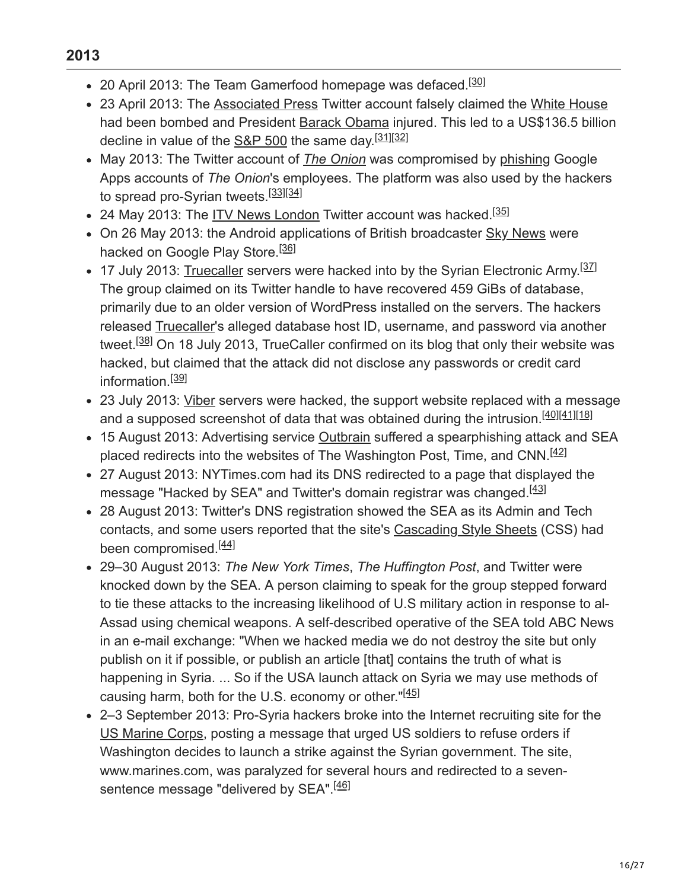## 2013

- 20 April 2013: The Team Gamerfood homepage was defaced.[30]
- 23 April 2013: The Associated Press Twitter account falsely claimed the White House had been bombed and President Barack Obama injured. This led to a US$136.5 billion decline in value of the S&P 500 the same day.[31][32]
- May 2013: The Twitter account of *The Onion* was compromised by phishing Google Apps accounts of *The Onion*'s employees. The platform was also used by the hackers to spread pro-Syrian tweets.[33][34]
- 24 May 2013: The ITV News London Twitter account was hacked.[35]
- On 26 May 2013: the Android applications of British broadcaster Sky News were hacked on Google Play Store.[36]
- 17 July 2013: Truecaller servers were hacked into by the Syrian Electronic Army.[37] The group claimed on its Twitter handle to have recovered 459 GiBs of database, primarily due to an older version of WordPress installed on the servers. The hackers released Truecaller's alleged database host ID, username, and password via another tweet.[38] On 18 July 2013, TrueCaller confirmed on its blog that only their website was hacked, but claimed that the attack did not disclose any passwords or credit card information.[39]
- 23 July 2013: Viber servers were hacked, the support website replaced with a message and a supposed screenshot of data that was obtained during the intrusion.[40][41][18]
- 15 August 2013: Advertising service Outbrain suffered a spearphishing attack and SEA placed redirects into the websites of The Washington Post, Time, and CNN.[42]
- 27 August 2013: NYTimes.com had its DNS redirected to a page that displayed the message "Hacked by SEA" and Twitter's domain registrar was changed.[43]
- 28 August 2013: Twitter's DNS registration showed the SEA as its Admin and Tech contacts, and some users reported that the site's Cascading Style Sheets (CSS) had been compromised.[44]
- 29–30 August 2013: *The New York Times*, *The Huffington Post*, and Twitter were knocked down by the SEA. A person claiming to speak for the group stepped forward to tie these attacks to the increasing likelihood of U.S military action in response to al-Assad using chemical weapons. A self-described operative of the SEA told ABC News in an e-mail exchange: "When we hacked media we do not destroy the site but only publish on it if possible, or publish an article [that] contains the truth of what is happening in Syria. ... So if the USA launch attack on Syria we may use methods of causing harm, both for the U.S. economy or other."[45]
- 2–3 September 2013: Pro-Syria hackers broke into the Internet recruiting site for the US Marine Corps, posting a message that urged US soldiers to refuse orders if Washington decides to launch a strike against the Syrian government. The site, www.marines.com, was paralyzed for several hours and redirected to a seven-sentence message "delivered by SEA".[46]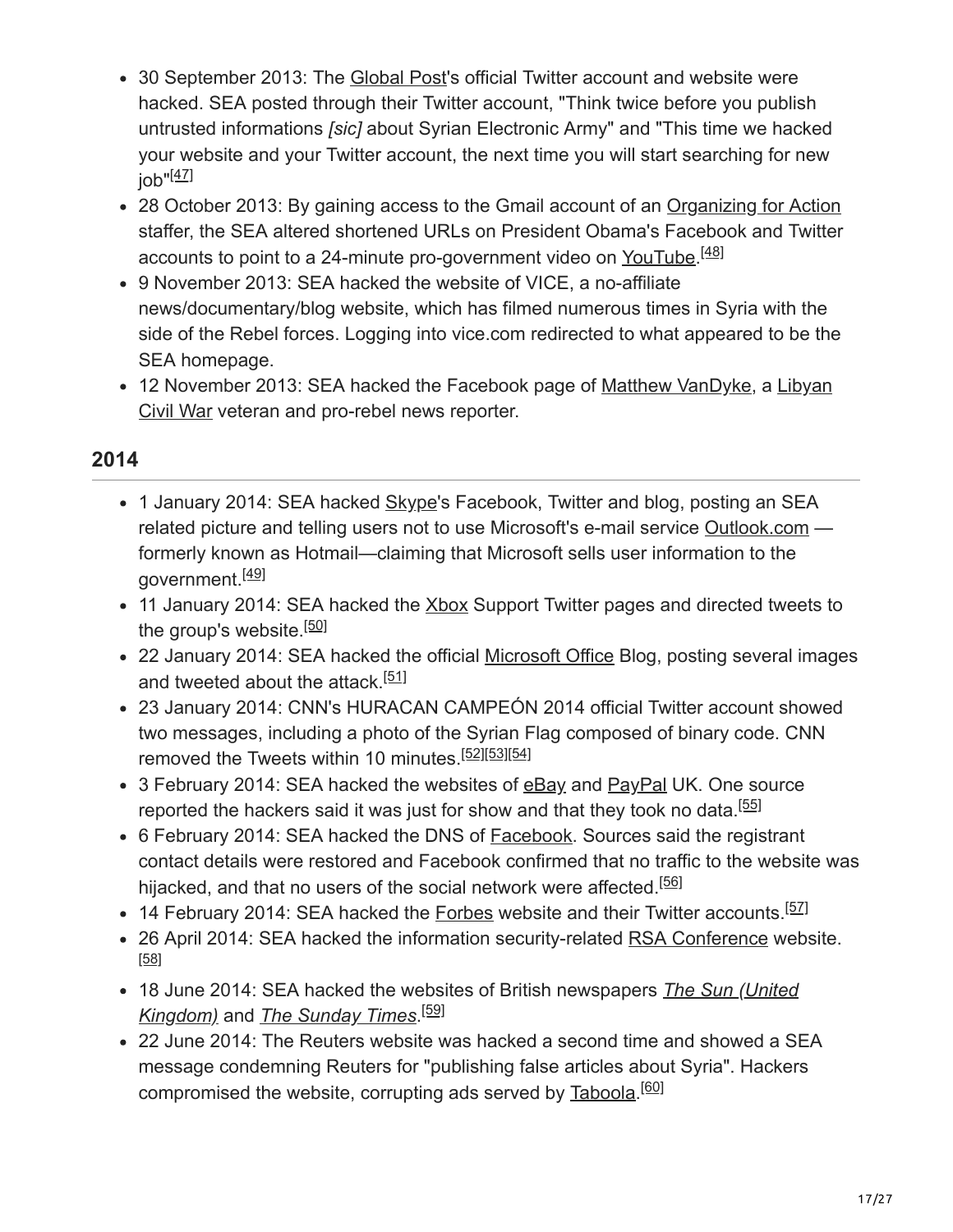- 30 September 2013: The Global Post's official Twitter account and website were hacked. SEA posted through their Twitter account, "Think twice before you publish untrusted informations *[sic]* about Syrian Electronic Army" and "This time we hacked your website and your Twitter account, the next time you will start searching for new job"[47]
- 28 October 2013: By gaining access to the Gmail account of an Organizing for Action staffer, the SEA altered shortened URLs on President Obama's Facebook and Twitter accounts to point to a 24-minute pro-government video on YouTube.[48]
- 9 November 2013: SEA hacked the website of VICE, a no-affiliate news/documentary/blog website, which has filmed numerous times in Syria with the side of the Rebel forces. Logging into vice.com redirected to what appeared to be the SEA homepage.
- 12 November 2013: SEA hacked the Facebook page of Matthew VanDyke, a Libyan Civil War veteran and pro-rebel news reporter.

## 2014

- 1 January 2014: SEA hacked Skype's Facebook, Twitter and blog, posting an SEA related picture and telling users not to use Microsoft's e-mail service Outlook.com — formerly known as Hotmail—claiming that Microsoft sells user information to the government.[49]
- 11 January 2014: SEA hacked the Xbox Support Twitter pages and directed tweets to the group's website.[50]
- 22 January 2014: SEA hacked the official Microsoft Office Blog, posting several images and tweeted about the attack.[51]
- 23 January 2014: CNN's HURACAN CAMPEÓN 2014 official Twitter account showed two messages, including a photo of the Syrian Flag composed of binary code. CNN removed the Tweets within 10 minutes.[52][53][54]
- 3 February 2014: SEA hacked the websites of eBay and PayPal UK. One source reported the hackers said it was just for show and that they took no data.[55]
- 6 February 2014: SEA hacked the DNS of Facebook. Sources said the registrant contact details were restored and Facebook confirmed that no traffic to the website was hijacked, and that no users of the social network were affected.[56]
- 14 February 2014: SEA hacked the Forbes website and their Twitter accounts.[57]
- 26 April 2014: SEA hacked the information security-related RSA Conference website.[58]
- 18 June 2014: SEA hacked the websites of British newspapers *The Sun (United Kingdom)* and *The Sunday Times*.[59]
- 22 June 2014: The Reuters website was hacked a second time and showed a SEA message condemning Reuters for "publishing false articles about Syria". Hackers compromised the website, corrupting ads served by Taboola.[60]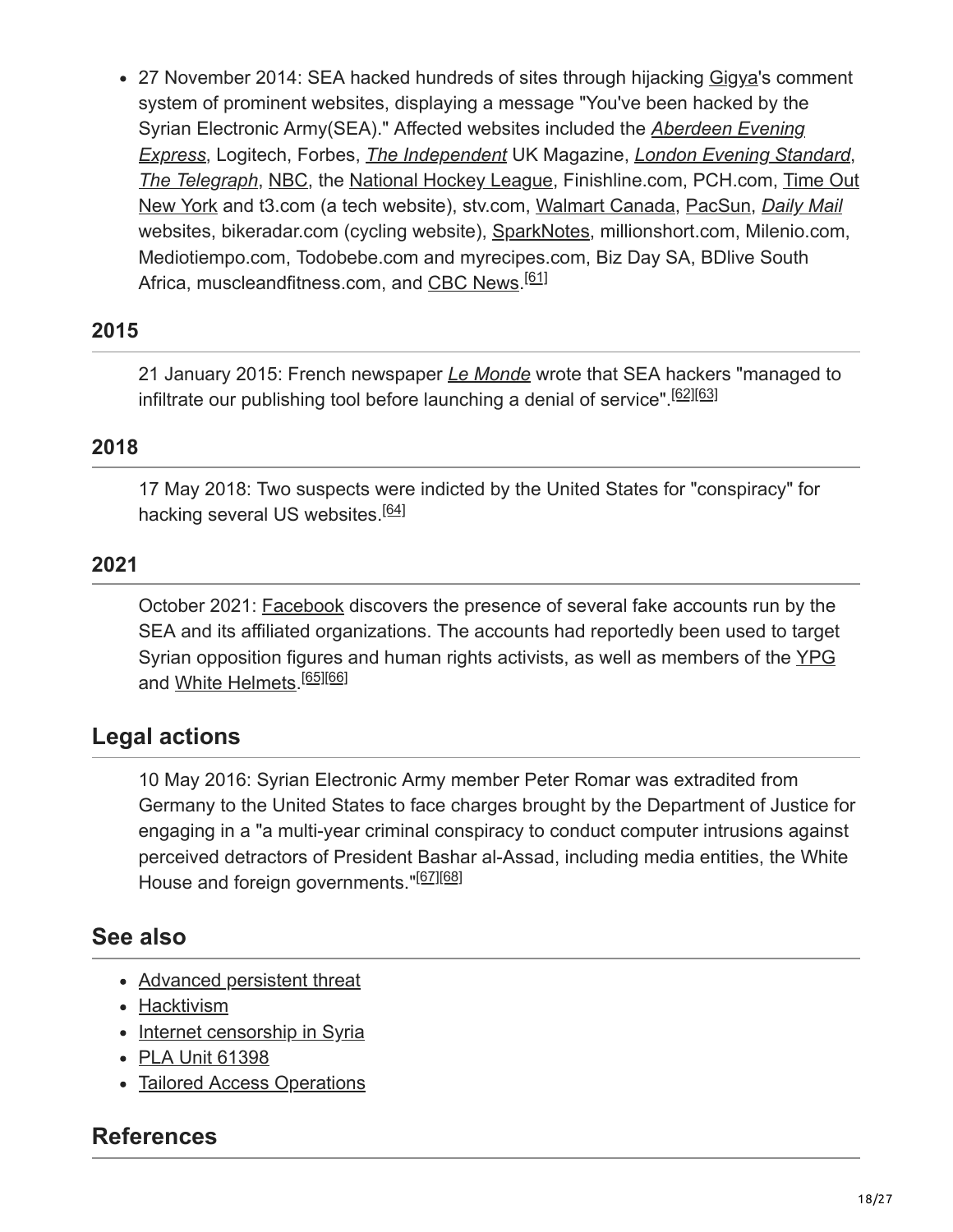- 27 November 2014: SEA hacked hundreds of sites through hijacking Gigya's comment system of prominent websites, displaying a message "You've been hacked by the Syrian Electronic Army(SEA)." Affected websites included the *Aberdeen Evening Express*, Logitech, Forbes, *The Independent* UK Magazine, *London Evening Standard*, *The Telegraph*, NBC, the National Hockey League, Finishline.com, PCH.com, Time Out New York and t3.com (a tech website), stv.com, Walmart Canada, PacSun, *Daily Mail* websites, bikeradar.com (cycling website), SparkNotes, millionshort.com, Milenio.com, Mediotiempo.com, Todobebe.com and myrecipes.com, Biz Day SA, BDlive South Africa, muscleandfitness.com, and CBC News.[61]

### 2015

21 January 2015: French newspaper *Le Monde* wrote that SEA hackers "managed to infiltrate our publishing tool before launching a denial of service".[62][63]

### 2018

17 May 2018: Two suspects were indicted by the United States for "conspiracy" for hacking several US websites.[64]

### 2021

October 2021: Facebook discovers the presence of several fake accounts run by the SEA and its affiliated organizations. The accounts had reportedly been used to target Syrian opposition figures and human rights activists, as well as members of the YPG and White Helmets.[65][66]

## Legal actions

10 May 2016: Syrian Electronic Army member Peter Romar was extradited from Germany to the United States to face charges brought by the Department of Justice for engaging in a "a multi-year criminal conspiracy to conduct computer intrusions against perceived detractors of President Bashar al-Assad, including media entities, the White House and foreign governments."[67][68]

## See also

- Advanced persistent threat
- Hacktivism
- Internet censorship in Syria
- PLA Unit 61398
- Tailored Access Operations

## References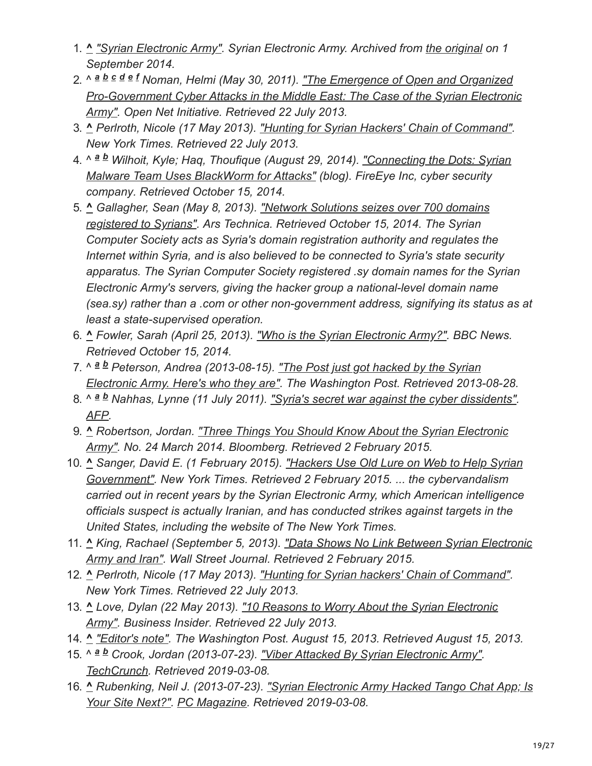1. ^ *"Syrian Electronic Army". Syrian Electronic Army. Archived from the original on 1 September 2014.*
2. ^ a b c d e f *Noman, Helmi (May 30, 2011). "The Emergence of Open and Organized Pro-Government Cyber Attacks in the Middle East: The Case of the Syrian Electronic Army". Open Net Initiative. Retrieved 22 July 2013.*
3. ^ *Perlroth, Nicole (17 May 2013). "Hunting for Syrian Hackers' Chain of Command". New York Times. Retrieved 22 July 2013.*
4. ^ a b *Wilhoit, Kyle; Haq, Thoufique (August 29, 2014). "Connecting the Dots: Syrian Malware Team Uses BlackWorm for Attacks" (blog). FireEye Inc, cyber security company. Retrieved October 15, 2014.*
5. ^ *Gallagher, Sean (May 8, 2013). "Network Solutions seizes over 700 domains registered to Syrians". Ars Technica. Retrieved October 15, 2014. The Syrian Computer Society acts as Syria's domain registration authority and regulates the Internet within Syria, and is also believed to be connected to Syria's state security apparatus. The Syrian Computer Society registered .sy domain names for the Syrian Electronic Army's servers, giving the hacker group a national-level domain name (sea.sy) rather than a .com or other non-government address, signifying its status as at least a state-supervised operation.*
6. ^ *Fowler, Sarah (April 25, 2013). "Who is the Syrian Electronic Army?". BBC News. Retrieved October 15, 2014.*
7. ^ a b *Peterson, Andrea (2013-08-15). "The Post just got hacked by the Syrian Electronic Army. Here's who they are". The Washington Post. Retrieved 2013-08-28.*
8. ^ a b *Nahhas, Lynne (11 July 2011). "Syria's secret war against the cyber dissidents". AFP.*
9. ^ *Robertson, Jordan. "Three Things You Should Know About the Syrian Electronic Army". No. 24 March 2014. Bloomberg. Retrieved 2 February 2015.*
10. ^ *Sanger, David E. (1 February 2015). "Hackers Use Old Lure on Web to Help Syrian Government". New York Times. Retrieved 2 February 2015. ... the cybervandalism carried out in recent years by the Syrian Electronic Army, which American intelligence officials suspect is actually Iranian, and has conducted strikes against targets in the United States, including the website of The New York Times.*
11. ^ *King, Rachael (September 5, 2013). "Data Shows No Link Between Syrian Electronic Army and Iran". Wall Street Journal. Retrieved 2 February 2015.*
12. ^ *Perlroth, Nicole (17 May 2013). "Hunting for Syrian hackers' Chain of Command". New York Times. Retrieved 22 July 2013.*
13. ^ *Love, Dylan (22 May 2013). "10 Reasons to Worry About the Syrian Electronic Army". Business Insider. Retrieved 22 July 2013.*
14. ^ *"Editor's note". The Washington Post. August 15, 2013. Retrieved August 15, 2013.*
15. ^ a b *Crook, Jordan (2013-07-23). "Viber Attacked By Syrian Electronic Army". TechCrunch. Retrieved 2019-03-08.*
16. ^ *Rubenking, Neil J. (2013-07-23). "Syrian Electronic Army Hacked Tango Chat App; Is Your Site Next?". PC Magazine. Retrieved 2019-03-08.*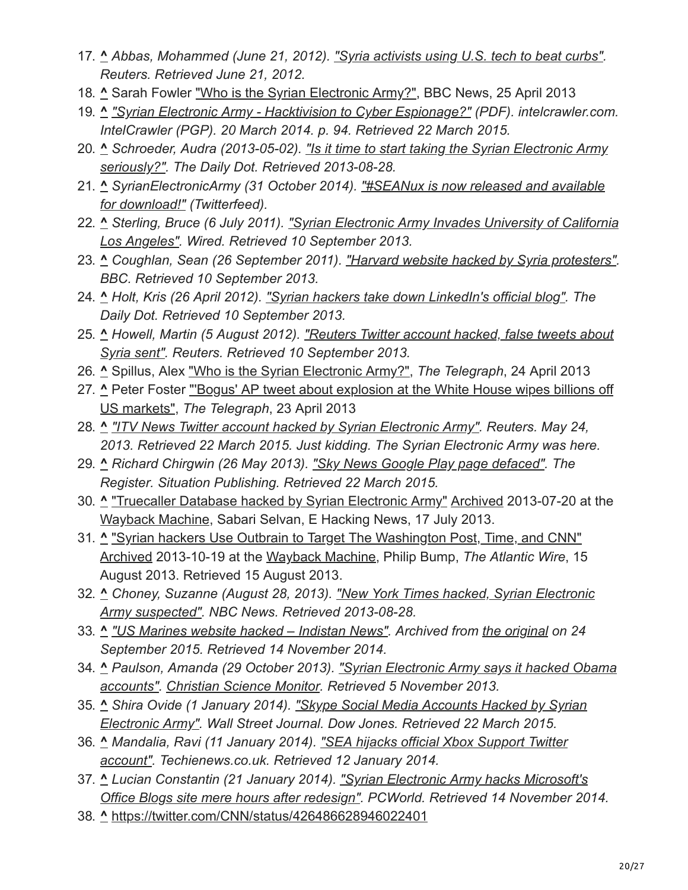17. ^ *Abbas, Mohammed (June 21, 2012). "Syria activists using U.S. tech to beat curbs". Reuters. Retrieved June 21, 2012.*
18. ^ Sarah Fowler "Who is the Syrian Electronic Army?", BBC News, 25 April 2013
19. ^ *"Syrian Electronic Army - Hacktivision to Cyber Espionage?" (PDF). intelcrawler.com. IntelCrawler (PGP). 20 March 2014. p. 94. Retrieved 22 March 2015.*
20. ^ *Schroeder, Audra (2013-05-02). "Is it time to start taking the Syrian Electronic Army seriously?". The Daily Dot. Retrieved 2013-08-28.*
21. ^ *SyrianElectronicArmy (31 October 2014). "#SEANux is now released and available for download!" (Twitterfeed).*
22. ^ *Sterling, Bruce (6 July 2011). "Syrian Electronic Army Invades University of California Los Angeles". Wired. Retrieved 10 September 2013.*
23. ^ *Coughlan, Sean (26 September 2011). "Harvard website hacked by Syria protesters". BBC. Retrieved 10 September 2013.*
24. ^ *Holt, Kris (26 April 2012). "Syrian hackers take down LinkedIn's official blog". The Daily Dot. Retrieved 10 September 2013.*
25. ^ *Howell, Martin (5 August 2012). "Reuters Twitter account hacked, false tweets about Syria sent". Reuters. Retrieved 10 September 2013.*
26. ^ Spillus, Alex "Who is the Syrian Electronic Army?", *The Telegraph*, 24 April 2013
27. ^ Peter Foster "'Bogus' AP tweet about explosion at the White House wipes billions off US markets", *The Telegraph*, 23 April 2013
28. ^ *"ITV News Twitter account hacked by Syrian Electronic Army". Reuters. May 24, 2013. Retrieved 22 March 2015. Just kidding. The Syrian Electronic Army was here.*
29. ^ *Richard Chirgwin (26 May 2013). "Sky News Google Play page defaced". The Register. Situation Publishing. Retrieved 22 March 2015.*
30. ^ "Truecaller Database hacked by Syrian Electronic Army" Archived 2013-07-20 at the Wayback Machine, Sabari Selvan, E Hacking News, 17 July 2013.
31. ^ "Syrian hackers Use Outbrain to Target The Washington Post, Time, and CNN" Archived 2013-10-19 at the Wayback Machine, Philip Bump, *The Atlantic Wire*, 15 August 2013. Retrieved 15 August 2013.
32. ^ *Choney, Suzanne (August 28, 2013). "New York Times hacked, Syrian Electronic Army suspected". NBC News. Retrieved 2013-08-28.*
33. ^ *"US Marines website hacked – Indistan News". Archived from the original on 24 September 2015. Retrieved 14 November 2014.*
34. ^ *Paulson, Amanda (29 October 2013). "Syrian Electronic Army says it hacked Obama accounts". Christian Science Monitor. Retrieved 5 November 2013.*
35. ^ *Shira Ovide (1 January 2014). "Skype Social Media Accounts Hacked by Syrian Electronic Army". Wall Street Journal. Dow Jones. Retrieved 22 March 2015.*
36. ^ *Mandalia, Ravi (11 January 2014). "SEA hijacks official Xbox Support Twitter account". Techienews.co.uk. Retrieved 12 January 2014.*
37. ^ *Lucian Constantin (21 January 2014). "Syrian Electronic Army hacks Microsoft's Office Blogs site mere hours after redesign". PCWorld. Retrieved 14 November 2014.*
38. ^ https://twitter.com/CNN/status/426486628946022401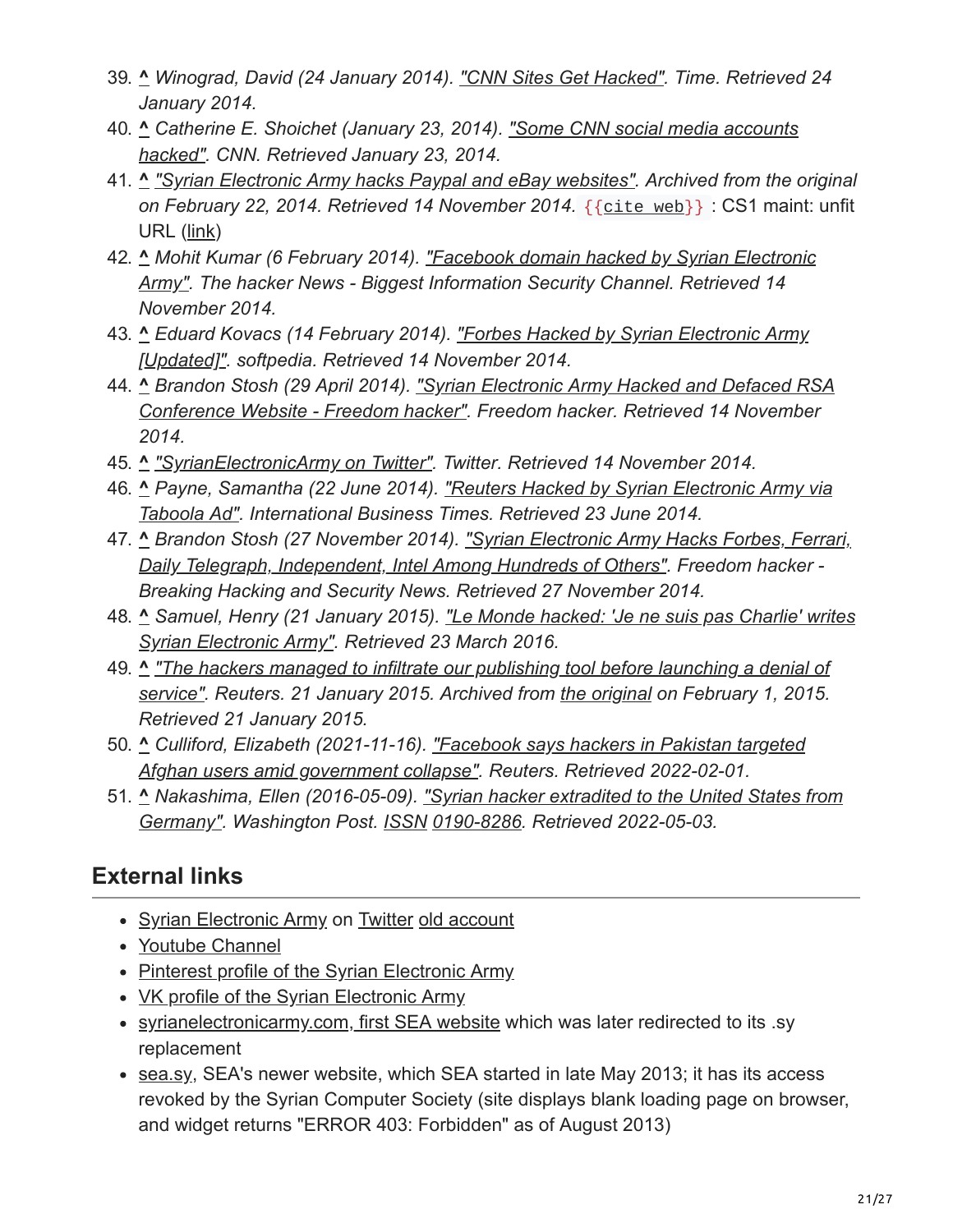39. ^ Winograd, David (24 January 2014). "CNN Sites Get Hacked". Time. Retrieved 24 January 2014.
40. ^ Catherine E. Shoichet (January 23, 2014). "Some CNN social media accounts hacked". CNN. Retrieved January 23, 2014.
41. ^ "Syrian Electronic Army hacks Paypal and eBay websites". Archived from the original on February 22, 2014. Retrieved 14 November 2014. {{cite web}} : CS1 maint: unfit URL (link)
42. ^ Mohit Kumar (6 February 2014). "Facebook domain hacked by Syrian Electronic Army". The hacker News - Biggest Information Security Channel. Retrieved 14 November 2014.
43. ^ Eduard Kovacs (14 February 2014). "Forbes Hacked by Syrian Electronic Army [Updated]". softpedia. Retrieved 14 November 2014.
44. ^ Brandon Stosh (29 April 2014). "Syrian Electronic Army Hacked and Defaced RSA Conference Website - Freedom hacker". Freedom hacker. Retrieved 14 November 2014.
45. ^ "SyrianElectronicArmy on Twitter". Twitter. Retrieved 14 November 2014.
46. ^ Payne, Samantha (22 June 2014). "Reuters Hacked by Syrian Electronic Army via Taboola Ad". International Business Times. Retrieved 23 June 2014.
47. ^ Brandon Stosh (27 November 2014). "Syrian Electronic Army Hacks Forbes, Ferrari, Daily Telegraph, Independent, Intel Among Hundreds of Others". Freedom hacker - Breaking Hacking and Security News. Retrieved 27 November 2014.
48. ^ Samuel, Henry (21 January 2015). "Le Monde hacked: 'Je ne suis pas Charlie' writes Syrian Electronic Army". Retrieved 23 March 2016.
49. ^ "The hackers managed to infiltrate our publishing tool before launching a denial of service". Reuters. 21 January 2015. Archived from the original on February 1, 2015. Retrieved 21 January 2015.
50. ^ Culliford, Elizabeth (2021-11-16). "Facebook says hackers in Pakistan targeted Afghan users amid government collapse". Reuters. Retrieved 2022-02-01.
51. ^ Nakashima, Ellen (2016-05-09). "Syrian hacker extradited to the United States from Germany". Washington Post. ISSN 0190-8286. Retrieved 2022-05-03.

## External links

- Syrian Electronic Army on Twitter old account
- Youtube Channel
- Pinterest profile of the Syrian Electronic Army
- VK profile of the Syrian Electronic Army
- syrianelectronicarmy.com, first SEA website which was later redirected to its .sy replacement
- sea.sy, SEA's newer website, which SEA started in late May 2013; it has its access revoked by the Syrian Computer Society (site displays blank loading page on browser, and widget returns "ERROR 403: Forbidden" as of August 2013)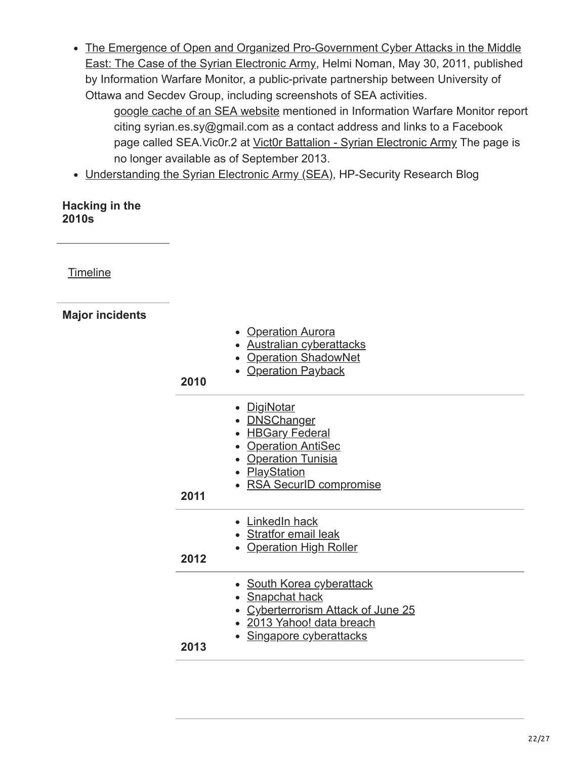- The Emergence of Open and Organized Pro-Government Cyber Attacks in the Middle East: The Case of the Syrian Electronic Army, Helmi Noman, May 30, 2011, published by Information Warfare Monitor, a public-private partnership between University of Ottawa and Secdev Group, including screenshots of SEA activities.
  - google cache of an SEA website mentioned in Information Warfare Monitor report citing syrian.es.sy@gmail.com as a contact address and links to a Facebook page called SEA.Vic0r.2 at Vict0r Battalion - Syrian Electronic Army The page is no longer available as of September 2013.
- Understanding the Syrian Electronic Army (SEA), HP-Security Research Blog

**Hacking in the 2010s**

Timeline

**Major incidents**

| Year | Incidents |
| --- | --- |
| 2010 | Operation Aurora; Australian cyberattacks; Operation ShadowNet; Operation Payback |
| 2011 | DigiNotar; DNSChanger; HBGary Federal; Operation AntiSec; Operation Tunisia; PlayStation; RSA SecurID compromise |
| 2012 | LinkedIn hack; Stratfor email leak; Operation High Roller |
| 2013 | South Korea cyberattack; Snapchat hack; Cyberterrorism Attack of June 25; 2013 Yahoo! data breach; Singapore cyberattacks |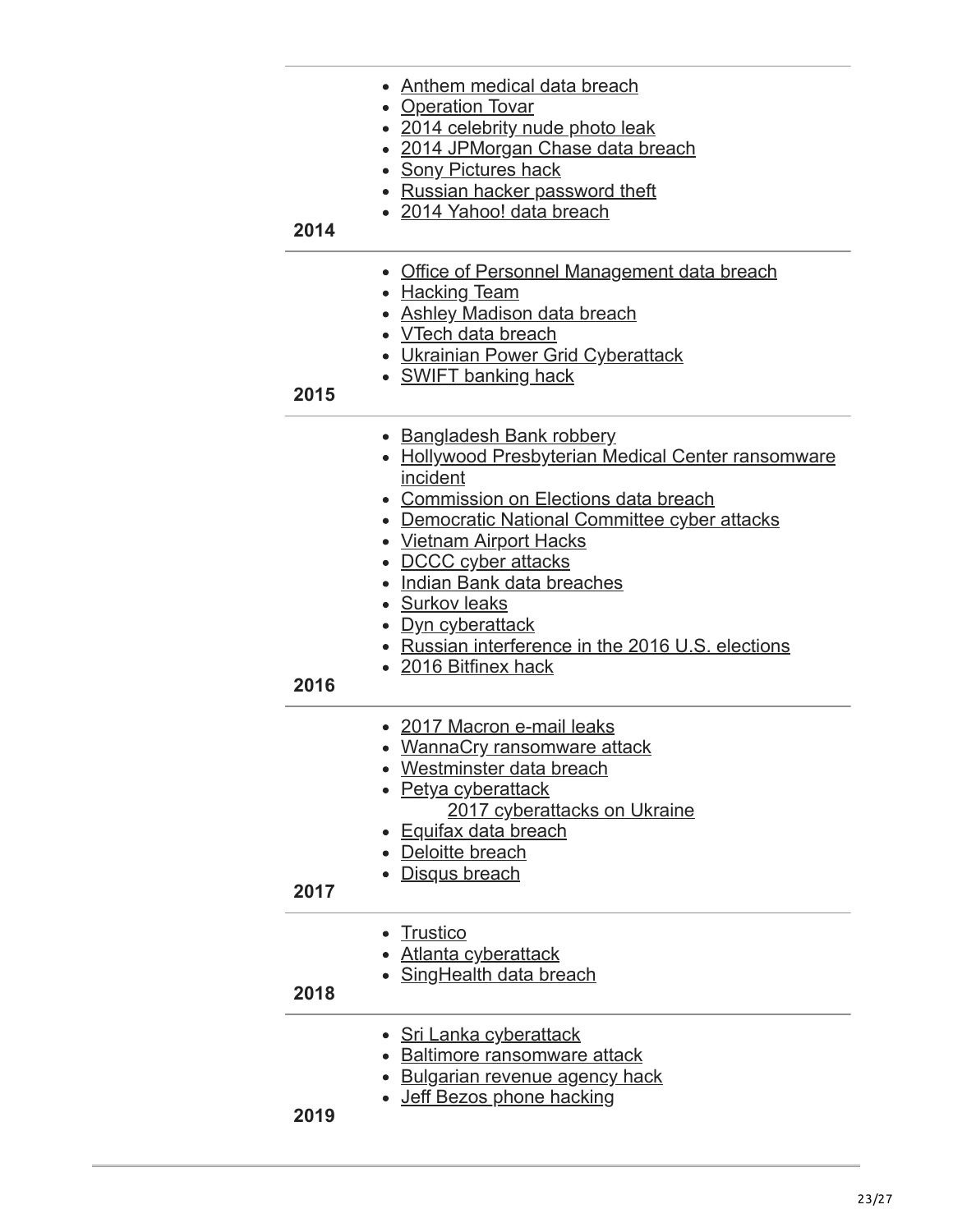| | |
|---|---|
| 2014 | - Anthem medical data breach<br>- Operation Tovar<br>- 2014 celebrity nude photo leak<br>- 2014 JPMorgan Chase data breach<br>- Sony Pictures hack<br>- Russian hacker password theft<br>- 2014 Yahoo! data breach |
| 2015 | - Office of Personnel Management data breach<br>- Hacking Team<br>- Ashley Madison data breach<br>- VTech data breach<br>- Ukrainian Power Grid Cyberattack<br>- SWIFT banking hack |
| 2016 | - Bangladesh Bank robbery<br>- Hollywood Presbyterian Medical Center ransomware incident<br>- Commission on Elections data breach<br>- Democratic National Committee cyber attacks<br>- Vietnam Airport Hacks<br>- DCCC cyber attacks<br>- Indian Bank data breaches<br>- Surkov leaks<br>- Dyn cyberattack<br>- Russian interference in the 2016 U.S. elections<br>- 2016 Bitfinex hack |
| 2017 | - 2017 Macron e-mail leaks<br>- WannaCry ransomware attack<br>- Westminster data breach<br>- Petya cyberattack<br>&nbsp;&nbsp;&nbsp;&nbsp;2017 cyberattacks on Ukraine<br>- Equifax data breach<br>- Deloitte breach<br>- Disqus breach |
| 2018 | - Trustico<br>- Atlanta cyberattack<br>- SingHealth data breach |
| 2019 | - Sri Lanka cyberattack<br>- Baltimore ransomware attack<br>- Bulgarian revenue agency hack<br>- Jeff Bezos phone hacking |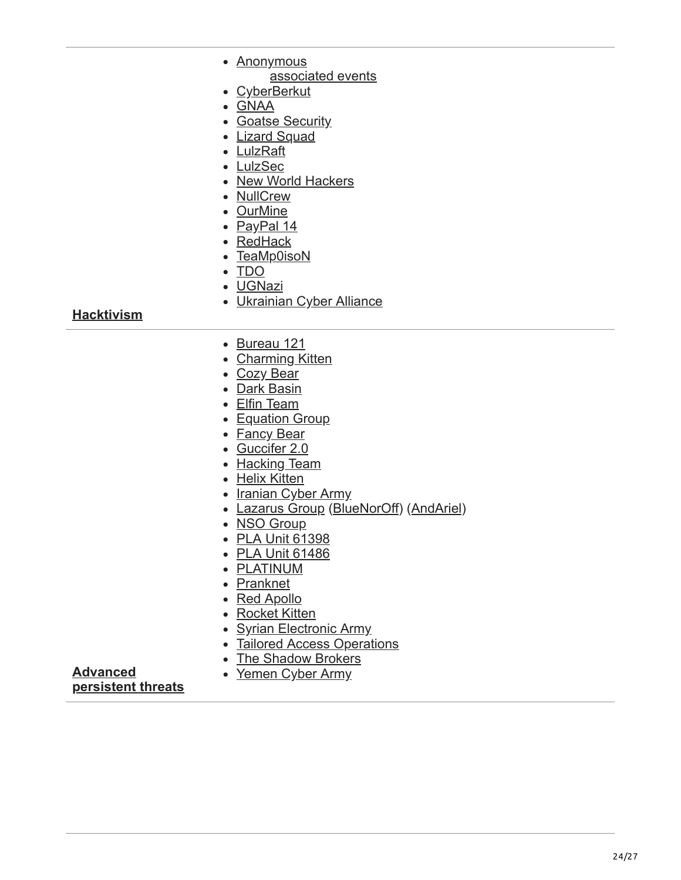| | |
|---|---|
| **Hacktivism** | - Anonymous<br>  - associated events<br>- CyberBerkut<br>- GNAA<br>- Goatse Security<br>- Lizard Squad<br>- LulzRaft<br>- LulzSec<br>- New World Hackers<br>- NullCrew<br>- OurMine<br>- PayPal 14<br>- RedHack<br>- TeaMp0isoN<br>- TDO<br>- UGNazi<br>- Ukrainian Cyber Alliance |
| **Advanced persistent threats** | - Bureau 121<br>- Charming Kitten<br>- Cozy Bear<br>- Dark Basin<br>- Elfin Team<br>- Equation Group<br>- Fancy Bear<br>- Guccifer 2.0<br>- Hacking Team<br>- Helix Kitten<br>- Iranian Cyber Army<br>- Lazarus Group (BlueNorOff) (AndAriel)<br>- NSO Group<br>- PLA Unit 61398<br>- PLA Unit 61486<br>- PLATINUM<br>- Pranknet<br>- Red Apollo<br>- Rocket Kitten<br>- Syrian Electronic Army<br>- Tailored Access Operations<br>- The Shadow Brokers<br>- Yemen Cyber Army |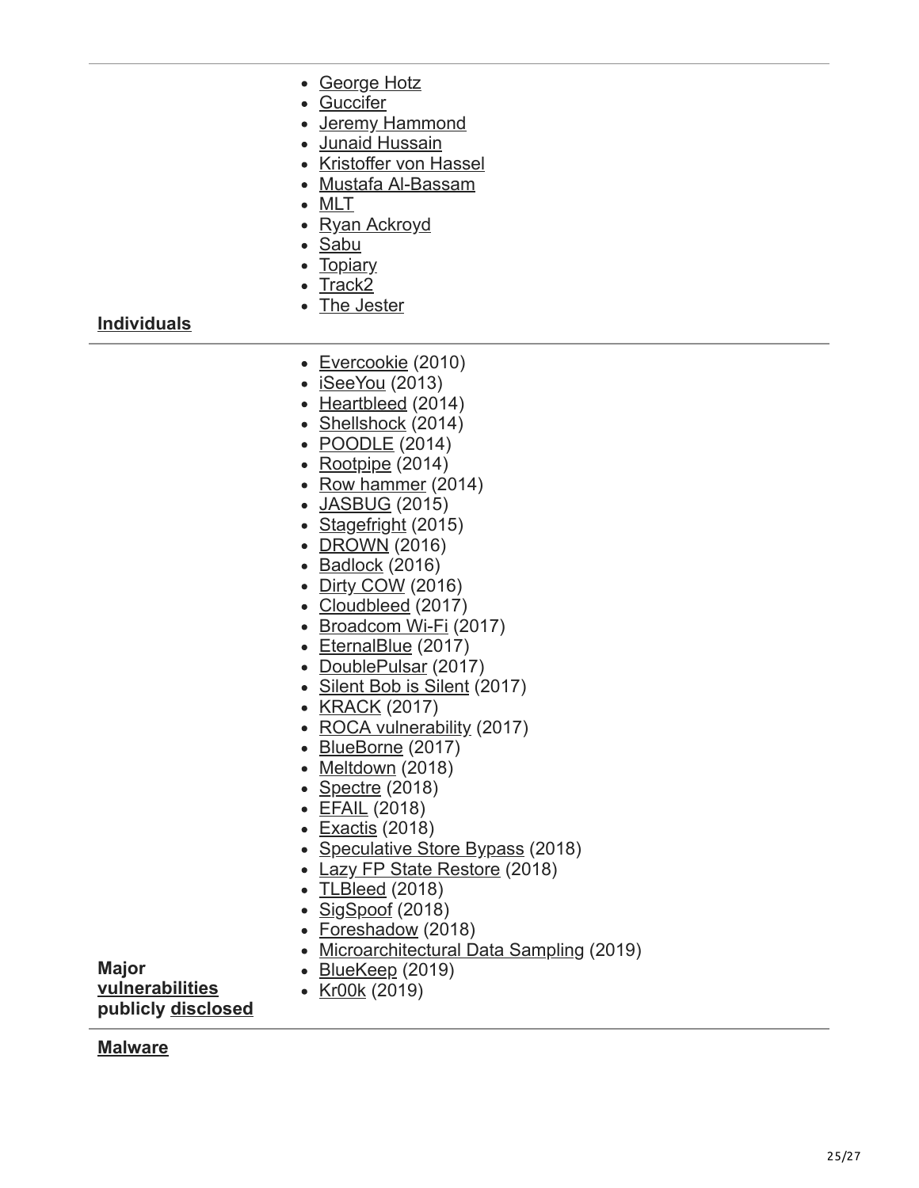| | |
|---|---|
| **Individuals** | - George Hotz<br>- Guccifer<br>- Jeremy Hammond<br>- Junaid Hussain<br>- Kristoffer von Hassel<br>- Mustafa Al-Bassam<br>- MLT<br>- Ryan Ackroyd<br>- Sabu<br>- Topiary<br>- Track2<br>- The Jester |
| **Major vulnerabilities publicly disclosed** | - Evercookie (2010)<br>- iSeeYou (2013)<br>- Heartbleed (2014)<br>- Shellshock (2014)<br>- POODLE (2014)<br>- Rootpipe (2014)<br>- Row hammer (2014)<br>- JASBUG (2015)<br>- Stagefright (2015)<br>- DROWN (2016)<br>- Badlock (2016)<br>- Dirty COW (2016)<br>- Cloudbleed (2017)<br>- Broadcom Wi-Fi (2017)<br>- EternalBlue (2017)<br>- DoublePulsar (2017)<br>- Silent Bob is Silent (2017)<br>- KRACK (2017)<br>- ROCA vulnerability (2017)<br>- BlueBorne (2017)<br>- Meltdown (2018)<br>- Spectre (2018)<br>- EFAIL (2018)<br>- Exactis (2018)<br>- Speculative Store Bypass (2018)<br>- Lazy FP State Restore (2018)<br>- TLBleed (2018)<br>- SigSpoof (2018)<br>- Foreshadow (2018)<br>- Microarchitectural Data Sampling (2019)<br>- BlueKeep (2019)<br>- Kr00k (2019) |
| **Malware** | |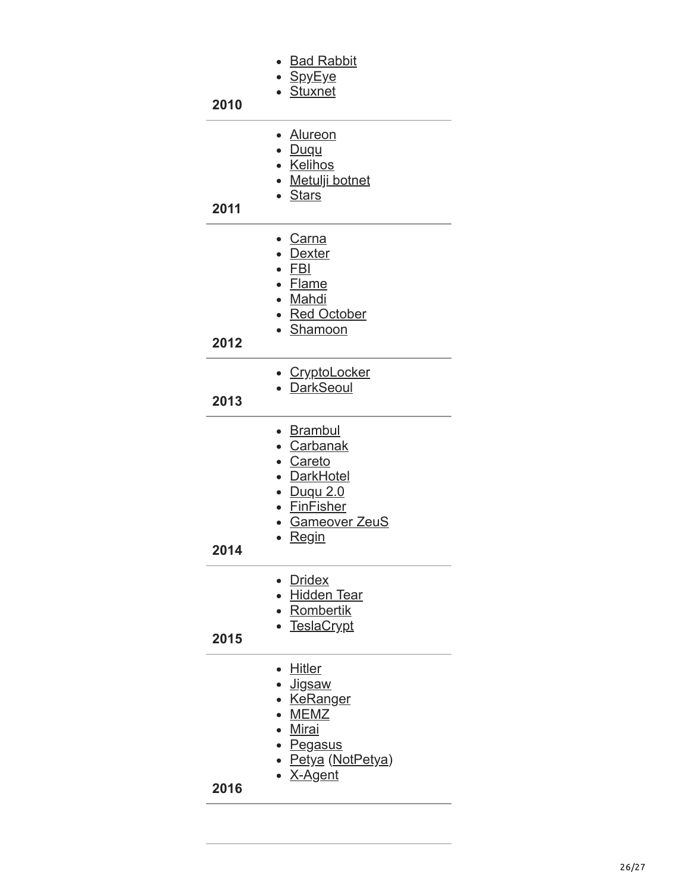| | |
|---|---|
| 2010 | - Bad Rabbit<br>- SpyEye<br>- Stuxnet |
| 2011 | - Alureon<br>- Duqu<br>- Kelihos<br>- Metulji botnet<br>- Stars |
| 2012 | - Carna<br>- Dexter<br>- FBI<br>- Flame<br>- Mahdi<br>- Red October<br>- Shamoon |
| 2013 | - CryptoLocker<br>- DarkSeoul |
| 2014 | - Brambul<br>- Carbanak<br>- Careto<br>- DarkHotel<br>- Duqu 2.0<br>- FinFisher<br>- Gameover ZeuS<br>- Regin |
| 2015 | - Dridex<br>- Hidden Tear<br>- Rombertik<br>- TeslaCrypt |
| 2016 | - Hitler<br>- Jigsaw<br>- KeRanger<br>- MEMZ<br>- Mirai<br>- Pegasus<br>- Petya (NotPetya)<br>- X-Agent |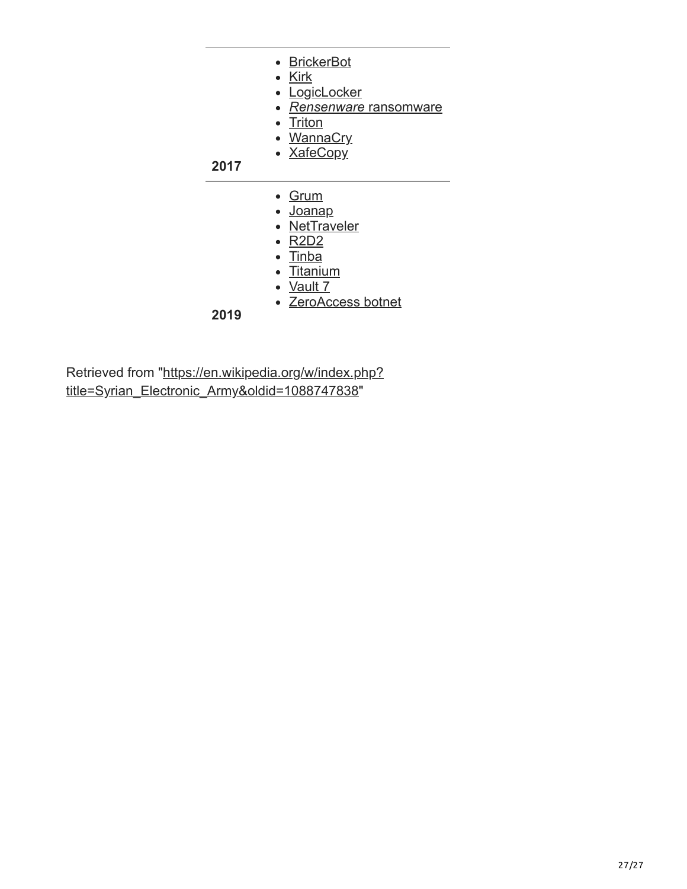| | |
|---|---|
| **2017** | - BrickerBot<br>- Kirk<br>- LogicLocker<br>- *Rensenware* ransomware<br>- Triton<br>- WannaCry<br>- XafeCopy |
| **2019** | - Grum<br>- Joanap<br>- NetTraveler<br>- R2D2<br>- Tinba<br>- Titanium<br>- Vault 7<br>- ZeroAccess botnet |

Retrieved from "https://en.wikipedia.org/w/index.php?title=Syrian_Electronic_Army&oldid=1088747838"